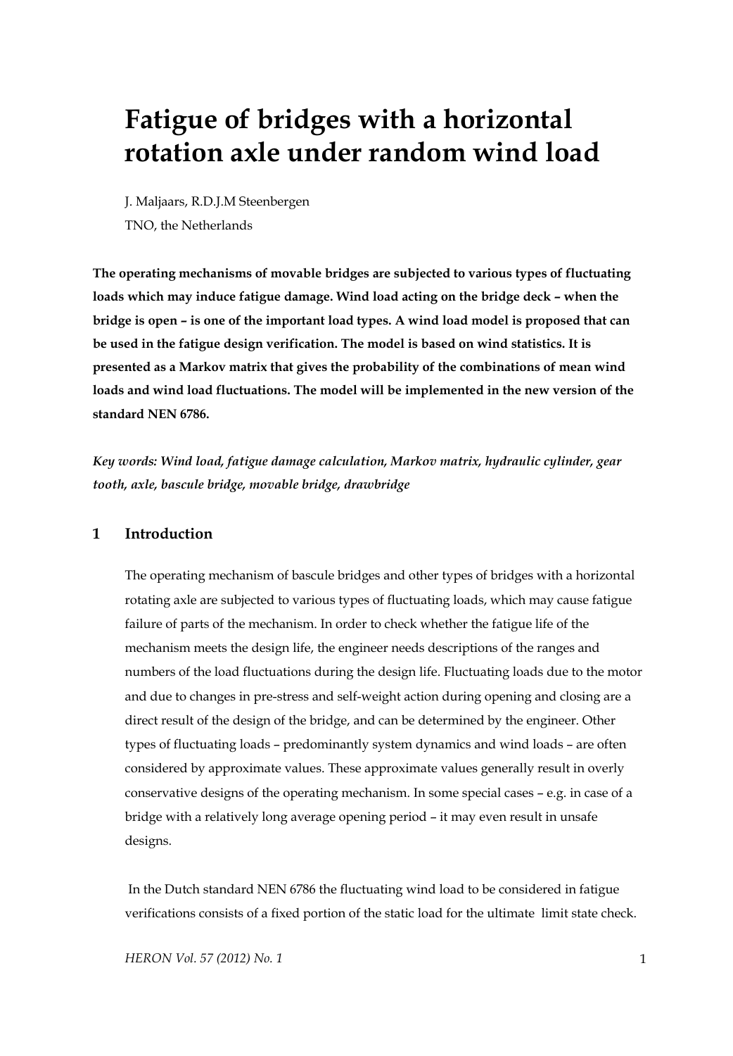# Fatigue of bridges with a horizontal rotation axle under random wind load

J. Maljaars, R.D.J.M Steenbergen

TNO, the Netherlands

**The operating mechanisms of movable bridges are subjected to various types of fluctuating loads which may induce fatigue damage. Wind load acting on the bridge deck – when the bridge is open – is one of the important load types. A wind load model is proposed that can be used in the fatigue design verification. The model is based on wind statistics. It is presented as a Markov matrix that gives the probability of the combinations of mean wind loads and wind load fluctuations. The model will be implemented in the new version of the standard NEN 6786.**

*Key words: Wind load, fatigue damage calculation, Markov matrix, hydraulic cylinder, gear tooth, axle, bascule bridge, movable bridge, drawbridge*

## 1 Introduction

The operating mechanism of bascule bridges and other types of bridges with a horizontal rotating axle are subjected to various types of fluctuating loads, which may cause fatigue failure of parts of the mechanism. In order to check whether the fatigue life of the mechanism meets the design life, the engineer needs descriptions of the ranges and numbers of the load fluctuations during the design life. Fluctuating loads due to the motor and due to changes in pre-stress and self-weight action during opening and closing are a direct result of the design of the bridge, and can be determined by the engineer. Other types of fluctuating loads – predominantly system dynamics and wind loads – are often considered by approximate values. These approximate values generally result in overly conservative designs of the operating mechanism. In some special cases – e.g. in case of a bridge with a relatively long average opening period – it may even result in unsafe designs.

In the Dutch standard NEN 6786 the fluctuating wind load to be considered in fatigue verifications consists of a fixed portion of the static load for the ultimate limit state check.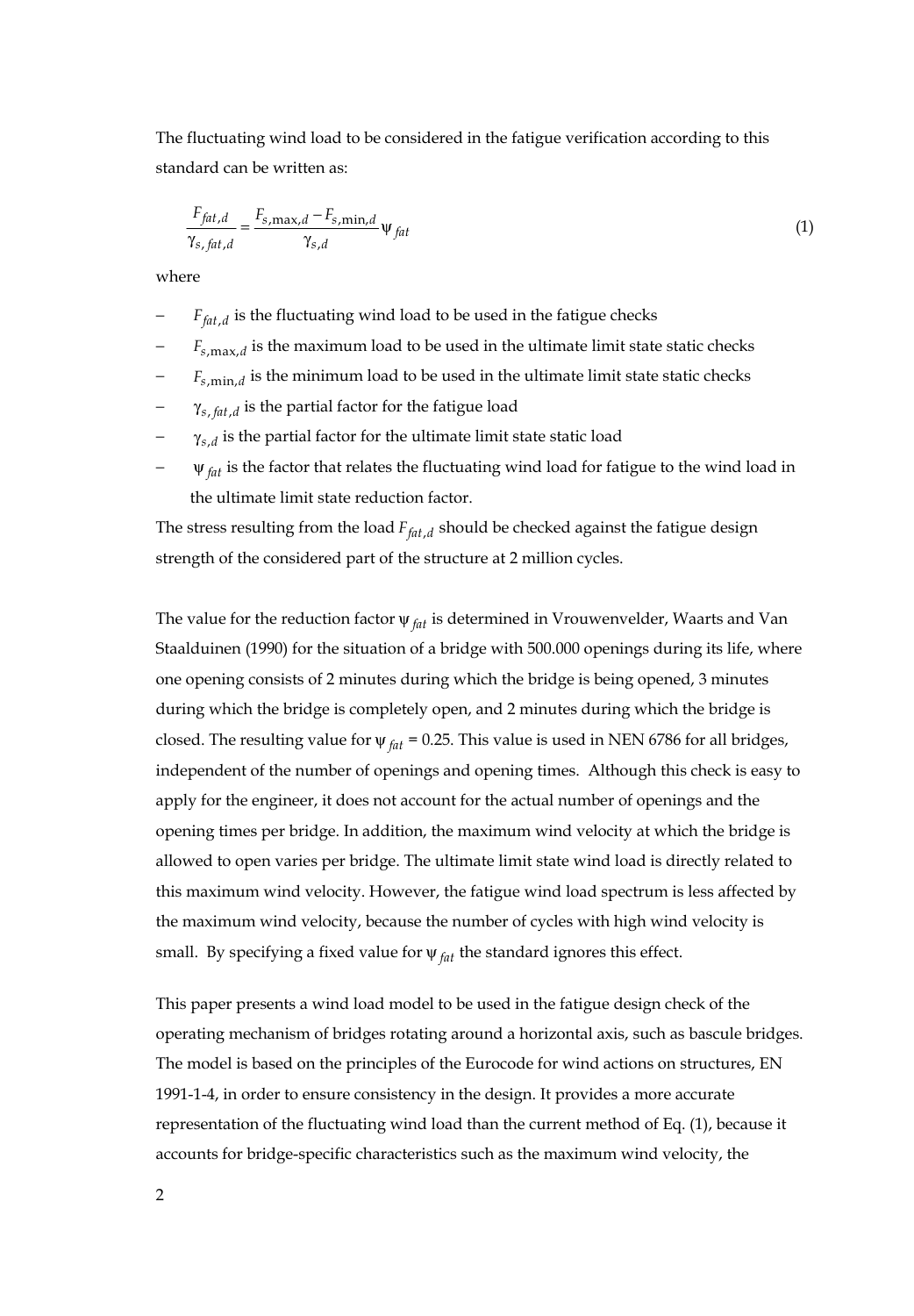The fluctuating wind load to be considered in the fatigue verification according to this standard can be written as:

$$\frac{F_{fat,d}}{\gamma_{s,fat,d}} = \frac{F_{s,\max,d} - F_{s,\min,d}}{\gamma_{s,d}} \psi_{fat} \tag{1}$$

where

- $F_{fat,d}$ is the fluctuating wind load to be used in the fatigue checks
- $F_{s,\max,d}$ is the maximum load to be used in the ultimate limit state static checks
- $F_{s,\min,d}$ is the minimum load to be used in the ultimate limit state static checks
- $\gamma_{s,fat,d}$ is the partial factor for the fatigue load
- $\gamma_{s,d}$ is the partial factor for the ultimate limit state static load
- $\psi_{fat}$ is the factor that relates the fluctuating wind load for fatigue to the wind load in the ultimate limit state reduction factor.

The stress resulting from the load $F_{fat,d}$ should be checked against the fatigue design strength of the considered part of the structure at 2 million cycles.

The value for the reduction factor $\psi_{fat}$ is determined in Vrouwenvelder, Waarts and Van Staalduinen (1990) for the situation of a bridge with 500.000 openings during its life, where one opening consists of 2 minutes during which the bridge is being opened, 3 minutes during which the bridge is completely open, and 2 minutes during which the bridge is closed. The resulting value for $\psi_{fat}$ = 0.25. This value is used in NEN 6786 for all bridges, independent of the number of openings and opening times. Although this check is easy to apply for the engineer, it does not account for the actual number of openings and the opening times per bridge. In addition, the maximum wind velocity at which the bridge is allowed to open varies per bridge. The ultimate limit state wind load is directly related to this maximum wind velocity. However, the fatigue wind load spectrum is less affected by the maximum wind velocity, because the number of cycles with high wind velocity is small. By specifying a fixed value for $\psi_{fat}$ the standard ignores this effect.

This paper presents a wind load model to be used in the fatigue design check of the operating mechanism of bridges rotating around a horizontal axis, such as bascule bridges. The model is based on the principles of the Eurocode for wind actions on structures, EN 1991-1-4, in order to ensure consistency in the design. It provides a more accurate representation of the fluctuating wind load than the current method of Eq. (1), because it accounts for bridge-specific characteristics such as the maximum wind velocity, the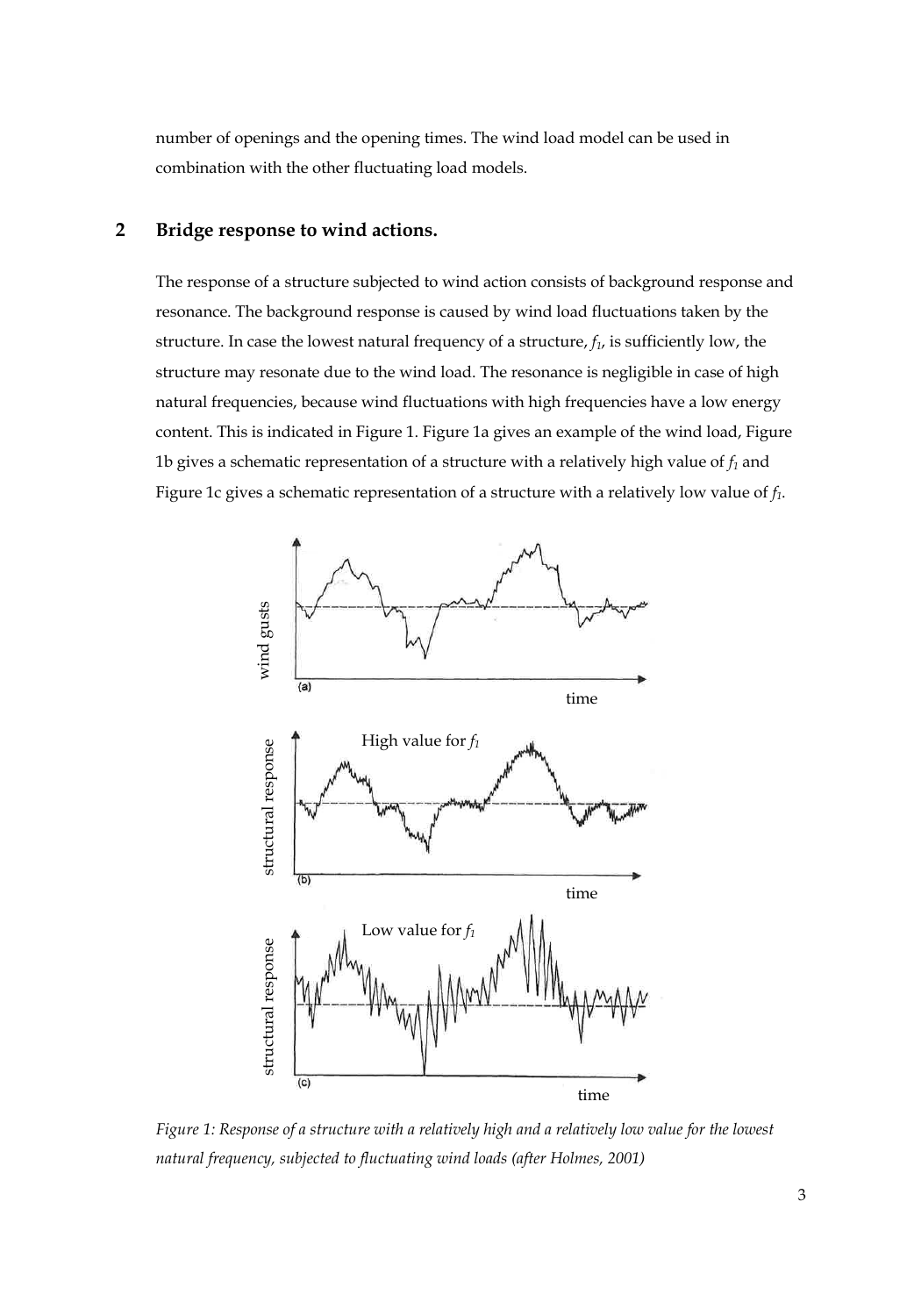number of openings and the opening times. The wind load model can be used in combination with the other fluctuating load models.

## 2 Bridge response to wind actions.

The response of a structure subjected to wind action consists of background response and resonance. The background response is caused by wind load fluctuations taken by the structure. In case the lowest natural frequency of a structure, $f_1$, is sufficiently low, the structure may resonate due to the wind load. The resonance is negligible in case of high natural frequencies, because wind fluctuations with high frequencies have a low energy content. This is indicated in Figure 1. Figure 1a gives an example of the wind load, Figure 1b gives a schematic representation of a structure with a relatively high value of $f_1$ and Figure 1c gives a schematic representation of a structure with a relatively low value of $f_1$.

*Figure 1: Response of a structure with a relatively high and a relatively low value for the lowest natural frequency, subjected to fluctuating wind loads (after Holmes, 2001)*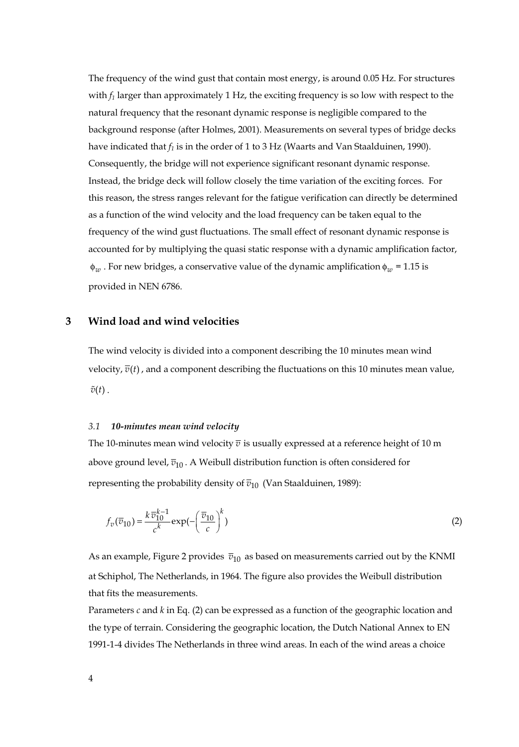The frequency of the wind gust that contain most energy, is around 0.05 Hz. For structures with $f_1$ larger than approximately 1 Hz, the exciting frequency is so low with respect to the natural frequency that the resonant dynamic response is negligible compared to the background response (after Holmes, 2001). Measurements on several types of bridge decks have indicated that $f_1$ is in the order of 1 to 3 Hz (Waarts and Van Staalduinen, 1990). Consequently, the bridge will not experience significant resonant dynamic response. Instead, the bridge deck will follow closely the time variation of the exciting forces. For this reason, the stress ranges relevant for the fatigue verification can directly be determined as a function of the wind velocity and the load frequency can be taken equal to the frequency of the wind gust fluctuations. The small effect of resonant dynamic response is accounted for by multiplying the quasi static response with a dynamic amplification factor, $\phi_w$ . For new bridges, a conservative value of the dynamic amplification $\phi_w$ = 1.15 is provided in NEN 6786.

## 3 Wind load and wind velocities

The wind velocity is divided into a component describing the 10 minutes mean wind velocity, $\overline{v}(t)$ , and a component describing the fluctuations on this 10 minutes mean value, $\tilde{v}(t)$ .

### *3.1 10-minutes mean wind velocity*

The 10-minutes mean wind velocity $\overline{v}$ is usually expressed at a reference height of 10 m above ground level, $\overline{v}_{10}$ . A Weibull distribution function is often considered for representing the probability density of $\overline{v}_{10}$ (Van Staalduinen, 1989):

$$f_v(\overline{v}_{10}) = \frac{k\,\overline{v}_{10}^{k-1}}{c^k}\exp(-\left(\frac{\overline{v}_{10}}{c}\right)^k) \tag{2}$$

As an example, Figure 2 provides $\overline{v}_{10}$ as based on measurements carried out by the KNMI at Schiphol, The Netherlands, in 1964. The figure also provides the Weibull distribution that fits the measurements.

Parameters $c$ and $k$ in Eq. (2) can be expressed as a function of the geographic location and the type of terrain. Considering the geographic location, the Dutch National Annex to EN 1991-1-4 divides The Netherlands in three wind areas. In each of the wind areas a choice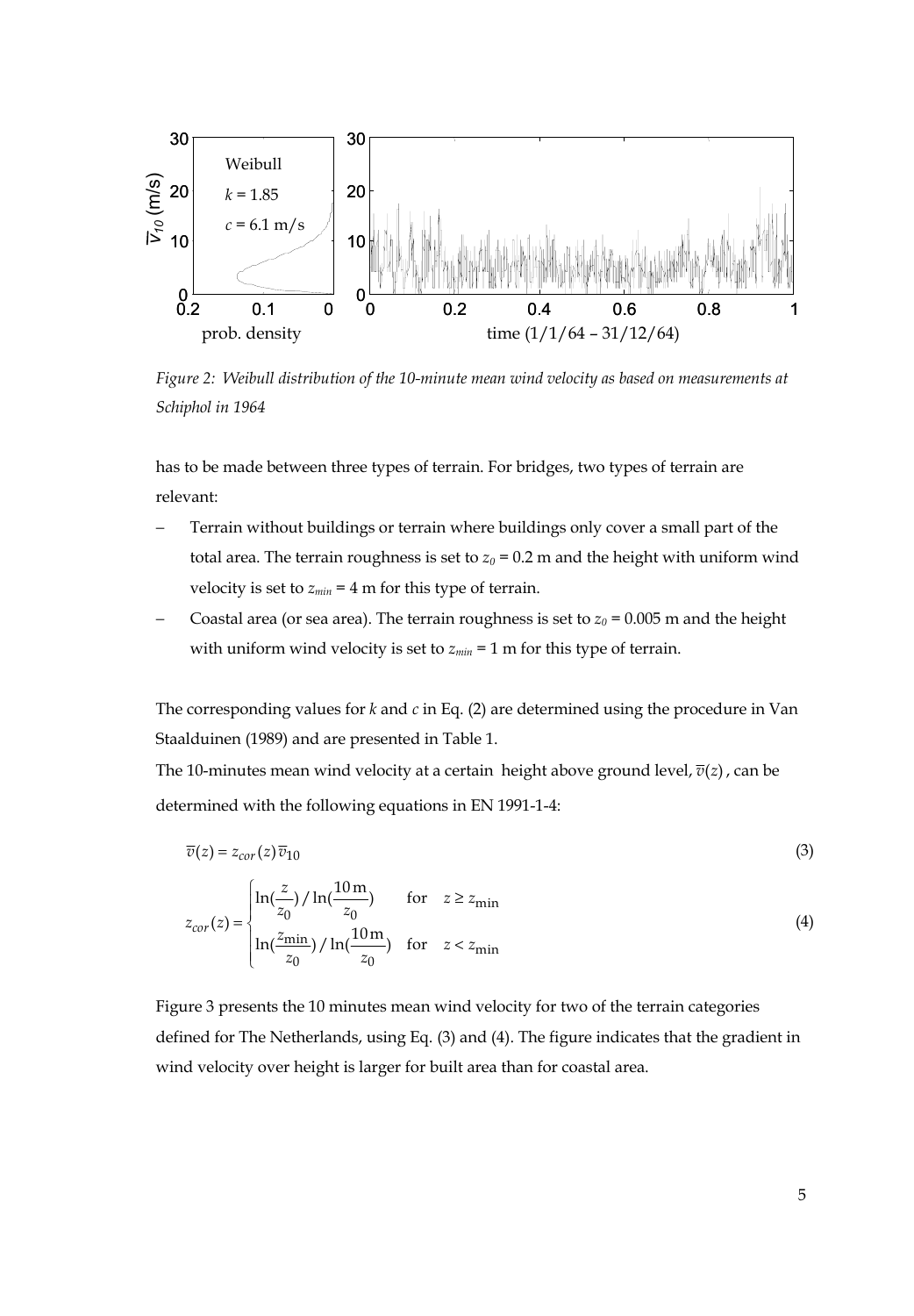*Figure 2: Weibull distribution of the 10-minute mean wind velocity as based on measurements at Schiphol in 1964*

has to be made between three types of terrain. For bridges, two types of terrain are relevant:

- Terrain without buildings or terrain where buildings only cover a small part of the total area. The terrain roughness is set to $z_0$ = 0.2 m and the height with uniform wind velocity is set to $z_{min}$ = 4 m for this type of terrain.
- Coastal area (or sea area). The terrain roughness is set to $z_0$ = 0.005 m and the height with uniform wind velocity is set to $z_{min}$ = 1 m for this type of terrain.

The corresponding values for $k$ and $c$ in Eq. (2) are determined using the procedure in Van Staalduinen (1989) and are presented in Table 1.

The 10-minutes mean wind velocity at a certain height above ground level, $\overline{v}(z)$, can be determined with the following equations in EN 1991-1-4:

$$\overline{v}(z) = z_{cor}(z)\,\overline{v}_{10} \tag{3}$$

$$z_{cor}(z) = \begin{cases} \ln(\dfrac{z}{z_0}) / \ln(\dfrac{10\,\text{m}}{z_0}) & \text{for} \quad z \geq z_{\min} \\ \ln(\dfrac{z_{\min}}{z_0}) / \ln(\dfrac{10\,\text{m}}{z_0}) & \text{for} \quad z < z_{\min} \end{cases} \tag{4}$$

Figure 3 presents the 10 minutes mean wind velocity for two of the terrain categories defined for The Netherlands, using Eq. (3) and (4). The figure indicates that the gradient in wind velocity over height is larger for built area than for coastal area.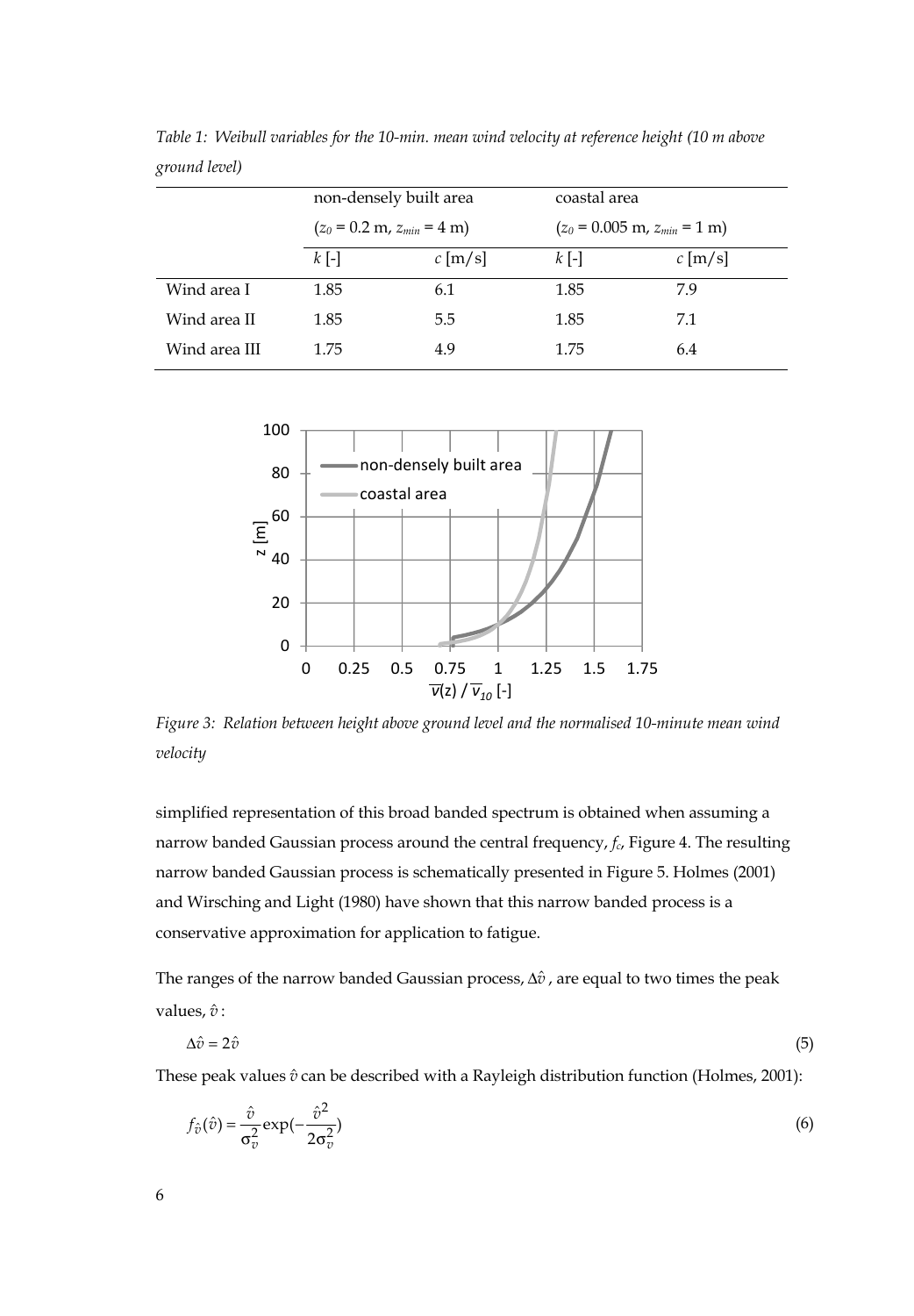*Table 1: Weibull variables for the 10-min. mean wind velocity at reference height (10 m above ground level)*

| | non-densely built area ($z_0$ = 0.2 m, $z_{min}$ = 4 m) | | coastal area ($z_0$ = 0.005 m, $z_{min}$ = 1 m) | |
|---|---|---|---|---|
| | $k$ [-] | $c$ [m/s] | $k$ [-] | $c$ [m/s] |
| Wind area I | 1.85 | 6.1 | 1.85 | 7.9 |
| Wind area II | 1.85 | 5.5 | 1.85 | 7.1 |
| Wind area III | 1.75 | 4.9 | 1.75 | 6.4 |

*Figure 3: Relation between height above ground level and the normalised 10-minute mean wind velocity*

simplified representation of this broad banded spectrum is obtained when assuming a narrow banded Gaussian process around the central frequency, $f_c$, Figure 4. The resulting narrow banded Gaussian process is schematically presented in Figure 5. Holmes (2001) and Wirsching and Light (1980) have shown that this narrow banded process is a conservative approximation for application to fatigue.

The ranges of the narrow banded Gaussian process, $\Delta\hat{v}$, are equal to two times the peak values, $\hat{v}$:

$$\Delta\hat{v} = 2\hat{v} \tag{5}$$

These peak values $\hat{v}$ can be described with a Rayleigh distribution function (Holmes, 2001):

$$f_{\hat{v}}(\hat{v}) = \frac{\hat{v}}{\sigma_v^2}\exp\left(-\frac{\hat{v}^2}{2\sigma_v^2}\right) \tag{6}$$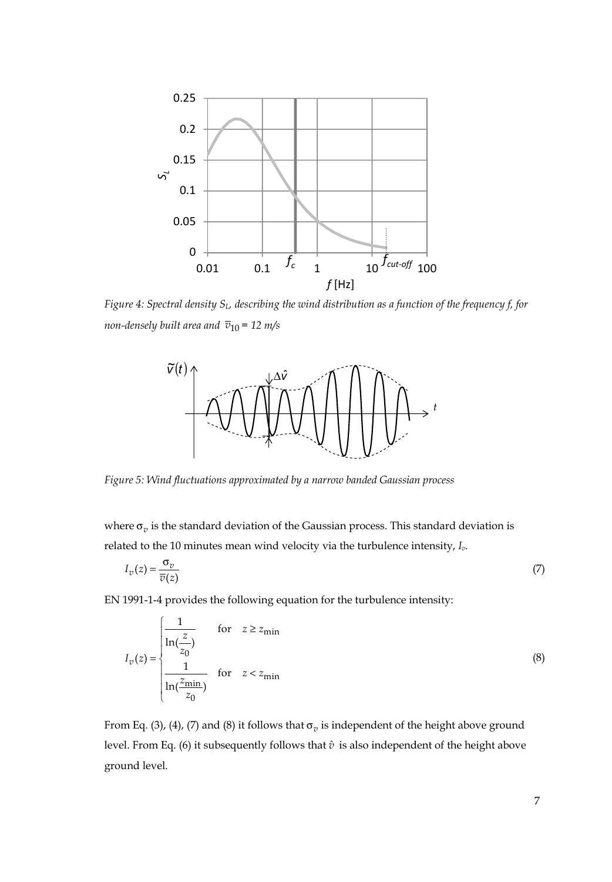*Figure 4: Spectral density $S_L$, describing the wind distribution as a function of the frequency f, for non-densely built area and $\overline{v}_{10}$ = 12 m/s*

*Figure 5: Wind fluctuations approximated by a narrow banded Gaussian process*

where $\sigma_v$ is the standard deviation of the Gaussian process. This standard deviation is related to the 10 minutes mean wind velocity via the turbulence intensity, $I_v$.

$$I_v(z) = \frac{\sigma_v}{\overline{v}(z)} \tag{7}$$

EN 1991-1-4 provides the following equation for the turbulence intensity:

$$I_v(z) = \begin{cases} \dfrac{1}{\ln(\dfrac{z}{z_0})} & \text{for} \quad z \geq z_{\min} \\ \dfrac{1}{\ln(\dfrac{z_{\min}}{z_0})} & \text{for} \quad z < z_{\min} \end{cases} \tag{8}$$

From Eq. (3), (4), (7) and (8) it follows that $\sigma_v$ is independent of the height above ground level. From Eq. (6) it subsequently follows that $\hat{v}$ is also independent of the height above ground level.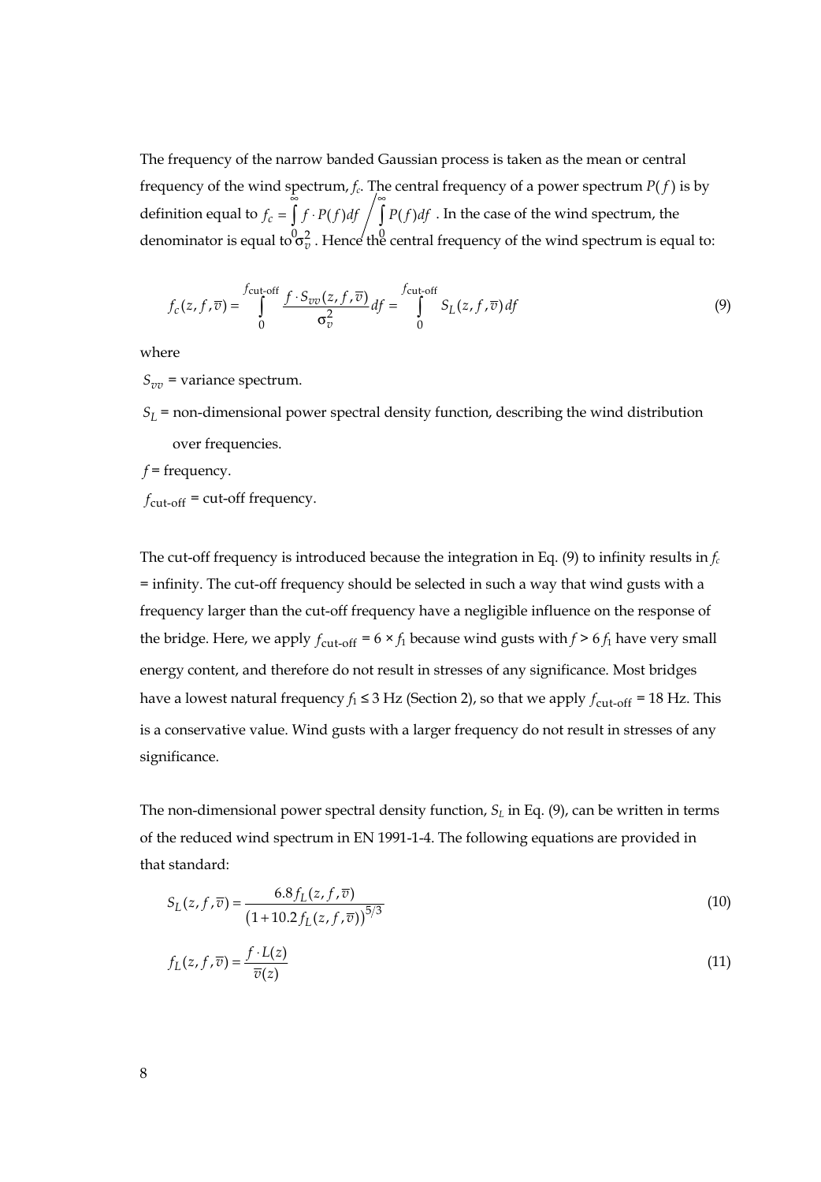The frequency of the narrow banded Gaussian process is taken as the mean or central frequency of the wind spectrum, $f_c$. The central frequency of a power spectrum $P(f)$ is by definition equal to $f_c = \int_0^\infty f \cdot P(f)df \Big/ \int_0^\infty P(f)df$ . In the case of the wind spectrum, the denominator is equal to $\sigma_v^2$ . Hence the central frequency of the wind spectrum is equal to:

$$f_c(z, f, \overline{v}) = \int_0^{f_{\text{cut-off}}} \frac{f \cdot S_{vv}(z, f, \overline{v})}{\sigma_v^2} df = \int_0^{f_{\text{cut-off}}} S_L(z, f, \overline{v}) df \tag{9}$$

where

$S_{vv}$ = variance spectrum.

$S_L$ = non-dimensional power spectral density function, describing the wind distribution over frequencies.

$f$ = frequency.

$f_{\text{cut-off}}$ = cut-off frequency.

The cut-off frequency is introduced because the integration in Eq. (9) to infinity results in $f_c$ = infinity. The cut-off frequency should be selected in such a way that wind gusts with a frequency larger than the cut-off frequency have a negligible influence on the response of the bridge. Here, we apply $f_{\text{cut-off}} = 6 \times f_1$ because wind gusts with $f > 6 f_1$ have very small energy content, and therefore do not result in stresses of any significance. Most bridges have a lowest natural frequency $f_1 \leq 3$ Hz (Section 2), so that we apply $f_{\text{cut-off}} = 18$ Hz. This is a conservative value. Wind gusts with a larger frequency do not result in stresses of any significance.

The non-dimensional power spectral density function, $S_L$ in Eq. (9), can be written in terms of the reduced wind spectrum in EN 1991-1-4. The following equations are provided in that standard:

$$S_L(z, f, \overline{v}) = \frac{6.8 f_L(z, f, \overline{v})}{\left(1 + 10.2 f_L(z, f, \overline{v})\right)^{5/3}} \tag{10}$$

$$f_L(z, f, \overline{v}) = \frac{f \cdot L(z)}{\overline{v}(z)} \tag{11}$$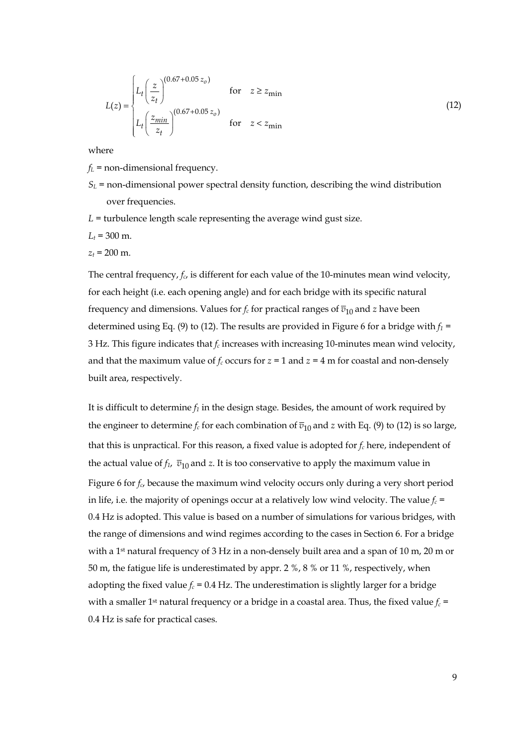$$L(z) = \begin{cases} L_t \left( \dfrac{z}{z_t} \right)^{(0.67+0.05\, z_o)} & \text{for} \quad z \geq z_{\min} \\ L_t \left( \dfrac{z_{min}}{z_t} \right)^{(0.67+0.05\, z_o)} & \text{for} \quad z < z_{\min} \end{cases} \tag{12}$$

where

$f_L$ = non-dimensional frequency.

$S_L$ = non-dimensional power spectral density function, describing the wind distribution over frequencies.

$L$ = turbulence length scale representing the average wind gust size.

$L_t$ = 300 m.

$z_t$ = 200 m.

The central frequency, $f_c$, is different for each value of the 10-minutes mean wind velocity, for each height (i.e. each opening angle) and for each bridge with its specific natural frequency and dimensions. Values for $f_c$ for practical ranges of $\overline{v}_{10}$ and $z$ have been determined using Eq. (9) to (12). The results are provided in Figure 6 for a bridge with $f_1$ = 3 Hz. This figure indicates that $f_c$ increases with increasing 10-minutes mean wind velocity, and that the maximum value of $f_c$ occurs for $z$ = 1 and $z$ = 4 m for coastal and non-densely built area, respectively.

It is difficult to determine $f_1$ in the design stage. Besides, the amount of work required by the engineer to determine $f_c$ for each combination of $\overline{v}_{10}$ and $z$ with Eq. (9) to (12) is so large, that this is unpractical. For this reason, a fixed value is adopted for $f_c$ here, independent of the actual value of $f_1$, $\overline{v}_{10}$ and $z$. It is too conservative to apply the maximum value in Figure 6 for $f_c$, because the maximum wind velocity occurs only during a very short period in life, i.e. the majority of openings occur at a relatively low wind velocity. The value $f_c$ = 0.4 Hz is adopted. This value is based on a number of simulations for various bridges, with the range of dimensions and wind regimes according to the cases in Section 6. For a bridge with a 1st natural frequency of 3 Hz in a non-densely built area and a span of 10 m, 20 m or 50 m, the fatigue life is underestimated by appr. 2 %, 8 % or 11 %, respectively, when adopting the fixed value $f_c$ = 0.4 Hz. The underestimation is slightly larger for a bridge with a smaller 1st natural frequency or a bridge in a coastal area. Thus, the fixed value $f_c$ = 0.4 Hz is safe for practical cases.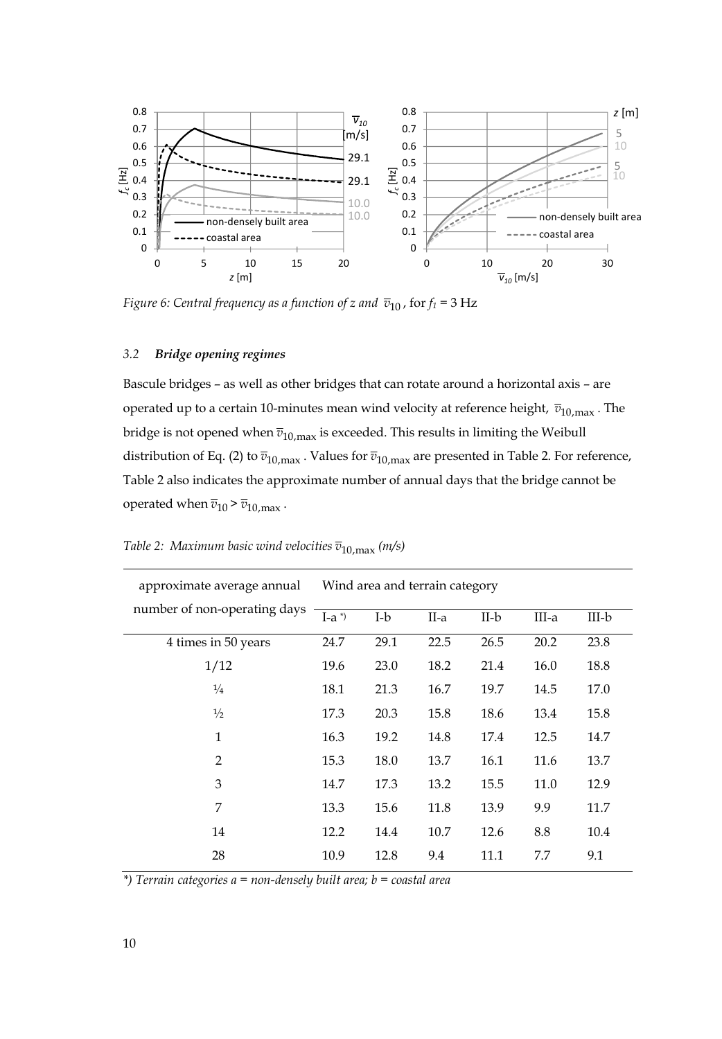*Figure 6: Central frequency as a function of z and $\overline{v}_{10}$, for $f_1$ = 3 Hz*

### *3.2 Bridge opening regimes*

Bascule bridges – as well as other bridges that can rotate around a horizontal axis – are operated up to a certain 10-minutes mean wind velocity at reference height, $\overline{v}_{10,\max}$. The bridge is not opened when $\overline{v}_{10,\max}$ is exceeded. This results in limiting the Weibull distribution of Eq. (2) to $\overline{v}_{10,\max}$. Values for $\overline{v}_{10,\max}$ are presented in Table 2. For reference, Table 2 also indicates the approximate number of annual days that the bridge cannot be operated when $\overline{v}_{10} > \overline{v}_{10,\max}$.

*Table 2: Maximum basic wind velocities $\overline{v}_{10,\max}$ (m/s)*

| approximate average annual number of non-operating days | Wind area and terrain category | | | | | |
|---|---|---|---|---|---|---|
| | I-a *) | I-b | II-a | II-b | III-a | III-b |
| 4 times in 50 years | 24.7 | 29.1 | 22.5 | 26.5 | 20.2 | 23.8 |
| 1/12 | 19.6 | 23.0 | 18.2 | 21.4 | 16.0 | 18.8 |
| ¼ | 18.1 | 21.3 | 16.7 | 19.7 | 14.5 | 17.0 |
| ½ | 17.3 | 20.3 | 15.8 | 18.6 | 13.4 | 15.8 |
| 1 | 16.3 | 19.2 | 14.8 | 17.4 | 12.5 | 14.7 |
| 2 | 15.3 | 18.0 | 13.7 | 16.1 | 11.6 | 13.7 |
| 3 | 14.7 | 17.3 | 13.2 | 15.5 | 11.0 | 12.9 |
| 7 | 13.3 | 15.6 | 11.8 | 13.9 | 9.9 | 11.7 |
| 14 | 12.2 | 14.4 | 10.7 | 12.6 | 8.8 | 10.4 |
| 28 | 10.9 | 12.8 | 9.4 | 11.1 | 7.7 | 9.1 |

*\*) Terrain categories a = non-densely built area; b = coastal area*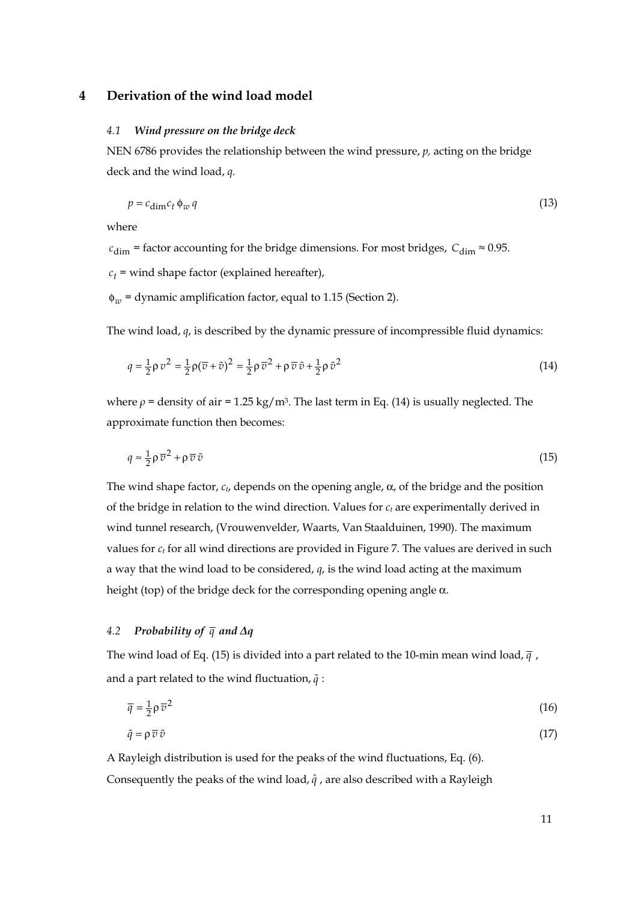# 4 Derivation of the wind load model

### *4.1 Wind pressure on the bridge deck*

NEN 6786 provides the relationship between the wind pressure, $p$, acting on the bridge deck and the wind load, $q$.

$$p = c_{\text{dim}} c_t \, \phi_w \, q \tag{13}$$

where

$c_{\text{dim}}$ = factor accounting for the bridge dimensions. For most bridges, $C_{\text{dim}} \approx 0.95$.

$c_t$ = wind shape factor (explained hereafter),

$\phi_w$ = dynamic amplification factor, equal to 1.15 (Section 2).

The wind load, $q$, is described by the dynamic pressure of incompressible fluid dynamics:

$$q = \tfrac{1}{2}\rho\, v^2 = \tfrac{1}{2}\rho(\bar{v} + \tilde{v})^2 = \tfrac{1}{2}\rho\,\bar{v}^2 + \rho\,\bar{v}\,\tilde{v} + \tfrac{1}{2}\rho\,\tilde{v}^2 \tag{14}$$

where $\rho$ = density of air = 1.25 kg/m$^3$. The last term in Eq. (14) is usually neglected. The approximate function then becomes:

$$q \approx \tfrac{1}{2}\rho\,\bar{v}^2 + \rho\,\bar{v}\,\tilde{v} \tag{15}$$

The wind shape factor, $c_t$, depends on the opening angle, $\alpha$, of the bridge and the position of the bridge in relation to the wind direction. Values for $c_t$ are experimentally derived in wind tunnel research, (Vrouwenvelder, Waarts, Van Staalduinen, 1990). The maximum values for $c_t$ for all wind directions are provided in Figure 7. The values are derived in such a way that the wind load to be considered, $q$, is the wind load acting at the maximum height (top) of the bridge deck for the corresponding opening angle $\alpha$.

### *4.2 Probability of $\bar{q}$ and $\Delta q$*

The wind load of Eq. (15) is divided into a part related to the 10-min mean wind load, $\bar{q}$, and a part related to the wind fluctuation, $\tilde{q}$:

$$\bar{q} = \tfrac{1}{2}\rho\,\bar{v}^2 \tag{16}$$

$$\tilde{q} = \rho\,\bar{v}\,\tilde{v} \tag{17}$$

A Rayleigh distribution is used for the peaks of the wind fluctuations, Eq. (6). Consequently the peaks of the wind load, $\hat{q}$, are also described with a Rayleigh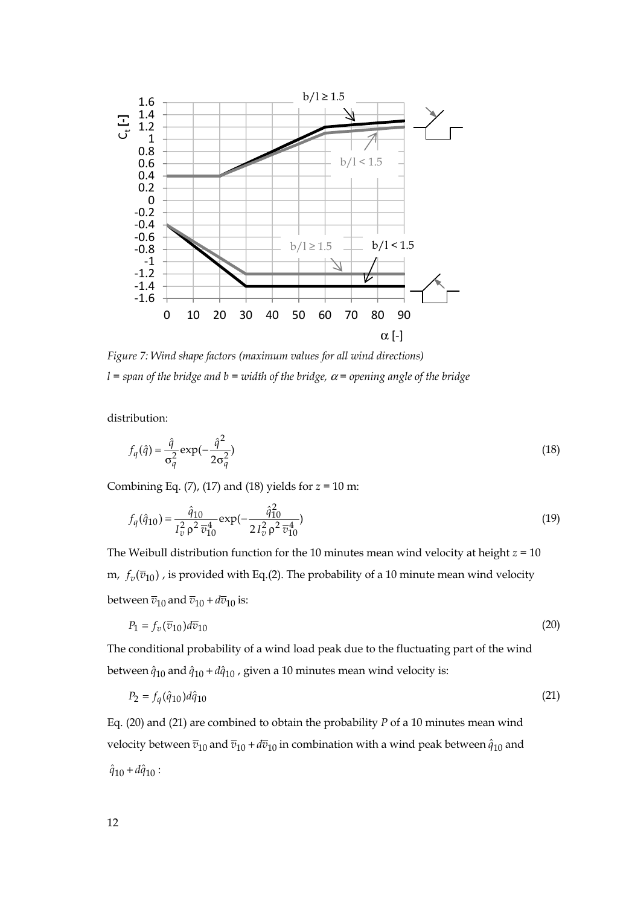*Figure 7: Wind shape factors (maximum values for all wind directions)*
*l = span of the bridge and b = width of the bridge, $\alpha$ = opening angle of the bridge*

distribution:

$$f_q(\hat{q}) = \frac{\hat{q}}{\sigma_q^2} \exp(-\frac{\hat{q}^2}{2\sigma_q^2}) \tag{18}$$

Combining Eq. (7), (17) and (18) yields for $z$ = 10 m:

$$f_q(\hat{q}_{10}) = \frac{\hat{q}_{10}}{I_v^2 \rho^2 \overline{v}_{10}^4} \exp(-\frac{\hat{q}_{10}^2}{2 I_v^2 \rho^2 \overline{v}_{10}^4}) \tag{19}$$

The Weibull distribution function for the 10 minutes mean wind velocity at height $z$ = 10 m, $f_v(\overline{v}_{10})$ , is provided with Eq.(2). The probability of a 10 minute mean wind velocity between $\overline{v}_{10}$ and $\overline{v}_{10} + d\overline{v}_{10}$ is:

$$P_1 = f_v(\overline{v}_{10}) d\overline{v}_{10} \tag{20}$$

The conditional probability of a wind load peak due to the fluctuating part of the wind between $\hat{q}_{10}$ and $\hat{q}_{10} + d\hat{q}_{10}$ , given a 10 minutes mean wind velocity is:

$$P_2 = f_q(\hat{q}_{10}) d\hat{q}_{10} \tag{21}$$

Eq. (20) and (21) are combined to obtain the probability $P$ of a 10 minutes mean wind velocity between $\overline{v}_{10}$ and $\overline{v}_{10} + d\overline{v}_{10}$ in combination with a wind peak between $\hat{q}_{10}$ and $\hat{q}_{10} + d\hat{q}_{10}$ :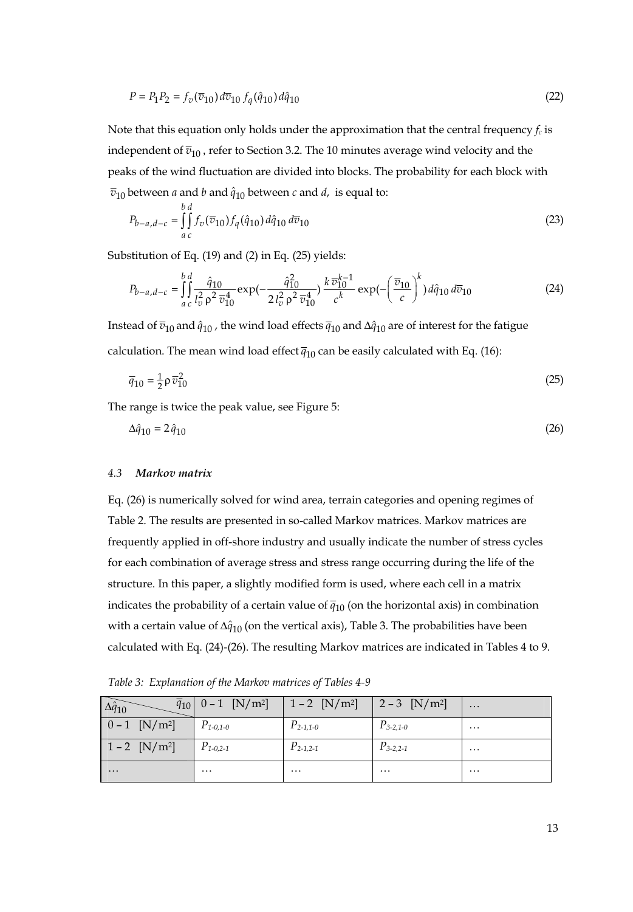$$P = P_1 P_2 = f_v(\overline{v}_{10})\,d\overline{v}_{10}\; f_q(\hat{q}_{10})\,d\hat{q}_{10} \tag{22}$$

Note that this equation only holds under the approximation that the central frequency $f_c$ is independent of $\overline{v}_{10}$, refer to Section 3.2. The 10 minutes average wind velocity and the peaks of the wind fluctuation are divided into blocks. The probability for each block with $\overline{v}_{10}$ between $a$ and $b$ and $\hat{q}_{10}$ between $c$ and $d$, is equal to:

$$P_{b-a,d-c} = \int_a^b \int_c^d f_v(\overline{v}_{10}) f_q(\hat{q}_{10})\,d\hat{q}_{10}\,d\overline{v}_{10} \tag{23}$$

Substitution of Eq. (19) and (2) in Eq. (25) yields:

$$P_{b-a,d-c} = \int_a^b \int_c^d \frac{\hat{q}_{10}}{l_v^2\,\rho^2\,\overline{v}_{10}^4} \exp\!\left(-\frac{\hat{q}_{10}^2}{2\,l_v^2\,\rho^2\,\overline{v}_{10}^4}\right) \frac{k\,\overline{v}_{10}^{k-1}}{c^k} \exp\!\left(-\left(\frac{\overline{v}_{10}}{c}\right)^k\right) d\hat{q}_{10}\,d\overline{v}_{10} \tag{24}$$

Instead of $\overline{v}_{10}$ and $\hat{q}_{10}$, the wind load effects $\overline{q}_{10}$ and $\Delta\hat{q}_{10}$ are of interest for the fatigue calculation. The mean wind load effect $\overline{q}_{10}$ can be easily calculated with Eq. (16):

$$\overline{q}_{10} = \tfrac{1}{2}\rho\,\overline{v}_{10}^2 \tag{25}$$

The range is twice the peak value, see Figure 5:

$$\Delta\hat{q}_{10} = 2\,\hat{q}_{10} \tag{26}$$

### *4.3 Markov matrix*

Eq. (26) is numerically solved for wind area, terrain categories and opening regimes of Table 2. The results are presented in so-called Markov matrices. Markov matrices are frequently applied in off-shore industry and usually indicate the number of stress cycles for each combination of average stress and stress range occurring during the life of the structure. In this paper, a slightly modified form is used, where each cell in a matrix indicates the probability of a certain value of $\overline{q}_{10}$ (on the horizontal axis) in combination with a certain value of $\Delta\hat{q}_{10}$ (on the vertical axis), Table 3. The probabilities have been calculated with Eq. (24)-(26). The resulting Markov matrices are indicated in Tables 4 to 9.

*Table 3: Explanation of the Markov matrices of Tables 4-9*

| $\Delta\hat{q}_{10}$ \ $\overline{q}_{10}$ | 0 – 1 [N/m²] | 1 – 2 [N/m²] | 2 – 3 [N/m²] | … |
|---|---|---|---|---|
| 0 – 1 [N/m²] | $P_{1\text{-}0,1\text{-}0}$ | $P_{2\text{-}1,1\text{-}0}$ | $P_{3\text{-}2,1\text{-}0}$ | … |
| 1 – 2 [N/m²] | $P_{1\text{-}0,2\text{-}1}$ | $P_{2\text{-}1,2\text{-}1}$ | $P_{3\text{-}2,2\text{-}1}$ | … |
| … | … | … | … | … |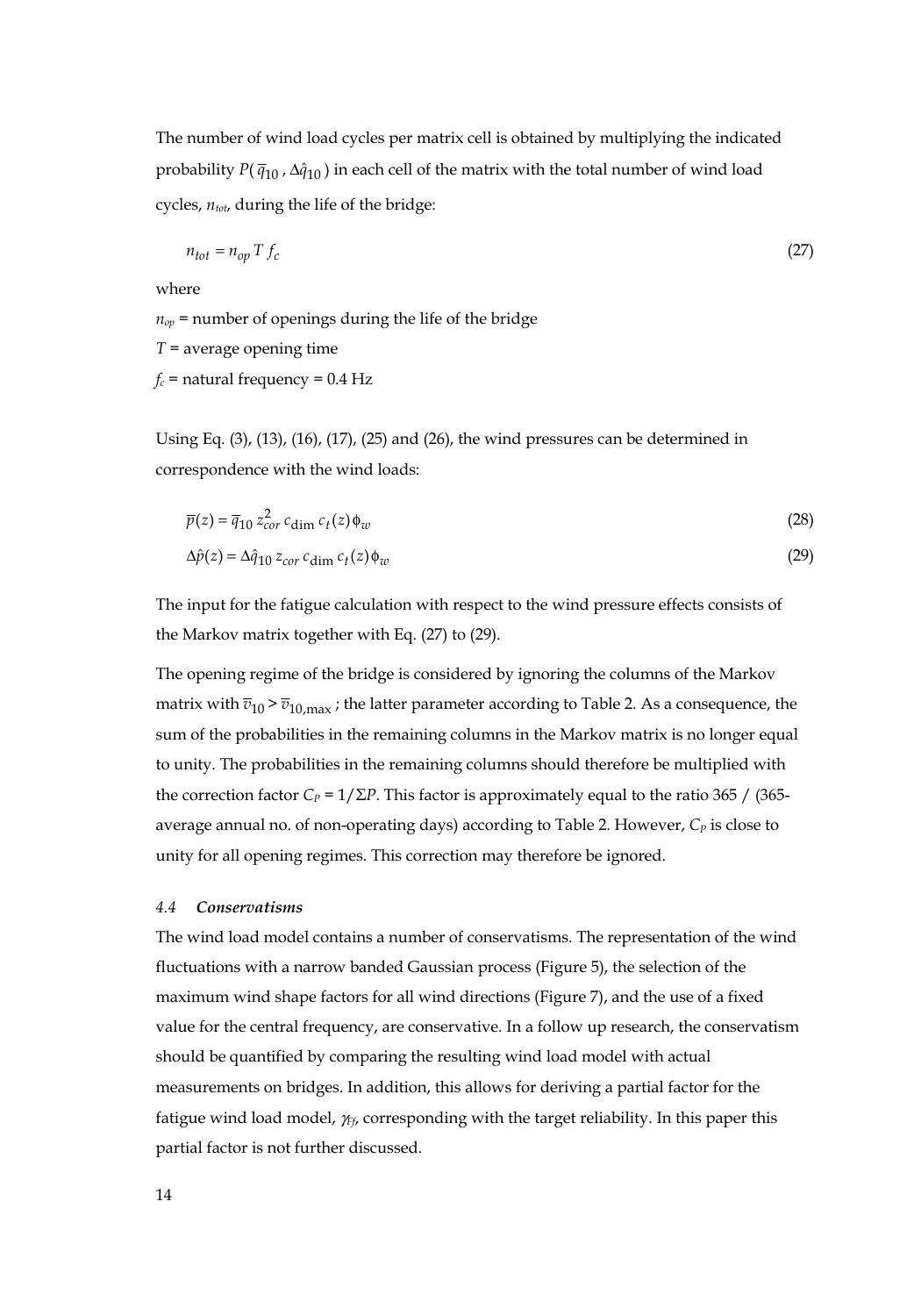The number of wind load cycles per matrix cell is obtained by multiplying the indicated probability $P(\,\overline{q}_{10}\,, \Delta\hat{q}_{10}\,)$ in each cell of the matrix with the total number of wind load cycles, $n_{tot}$, during the life of the bridge:

$$n_{tot} = n_{op}\, T\, f_c \tag{27}$$

where

$n_{op}$ = number of openings during the life of the bridge

$T$ = average opening time

$f_c$ = natural frequency = 0.4 Hz

Using Eq. (3), (13), (16), (17), (25) and (26), the wind pressures can be determined in correspondence with the wind loads:

$$\overline{p}(z) = \overline{q}_{10}\, z_{cor}^{2}\, c_{\dim}\, c_t(z)\, \phi_w \tag{28}$$

$$\Delta\hat{p}(z) = \Delta\hat{q}_{10}\, z_{cor}\, c_{\dim}\, c_t(z)\, \phi_w \tag{29}$$

The input for the fatigue calculation with respect to the wind pressure effects consists of the Markov matrix together with Eq. (27) to (29).

The opening regime of the bridge is considered by ignoring the columns of the Markov matrix with $\overline{v}_{10} > \overline{v}_{10,\max}$ ; the latter parameter according to Table 2. As a consequence, the sum of the probabilities in the remaining columns in the Markov matrix is no longer equal to unity. The probabilities in the remaining columns should therefore be multiplied with the correction factor $C_P = 1/\Sigma P$. This factor is approximately equal to the ratio 365 / (365-average annual no. of non-operating days) according to Table 2. However, $C_P$ is close to unity for all opening regimes. This correction may therefore be ignored.

### *4.4 Conservatisms*

The wind load model contains a number of conservatisms. The representation of the wind fluctuations with a narrow banded Gaussian process (Figure 5), the selection of the maximum wind shape factors for all wind directions (Figure 7), and the use of a fixed value for the central frequency, are conservative. In a follow up research, the conservatism should be quantified by comparing the resulting wind load model with actual measurements on bridges. In addition, this allows for deriving a partial factor for the fatigue wind load model, $\gamma_{Ff}$, corresponding with the target reliability. In this paper this partial factor is not further discussed.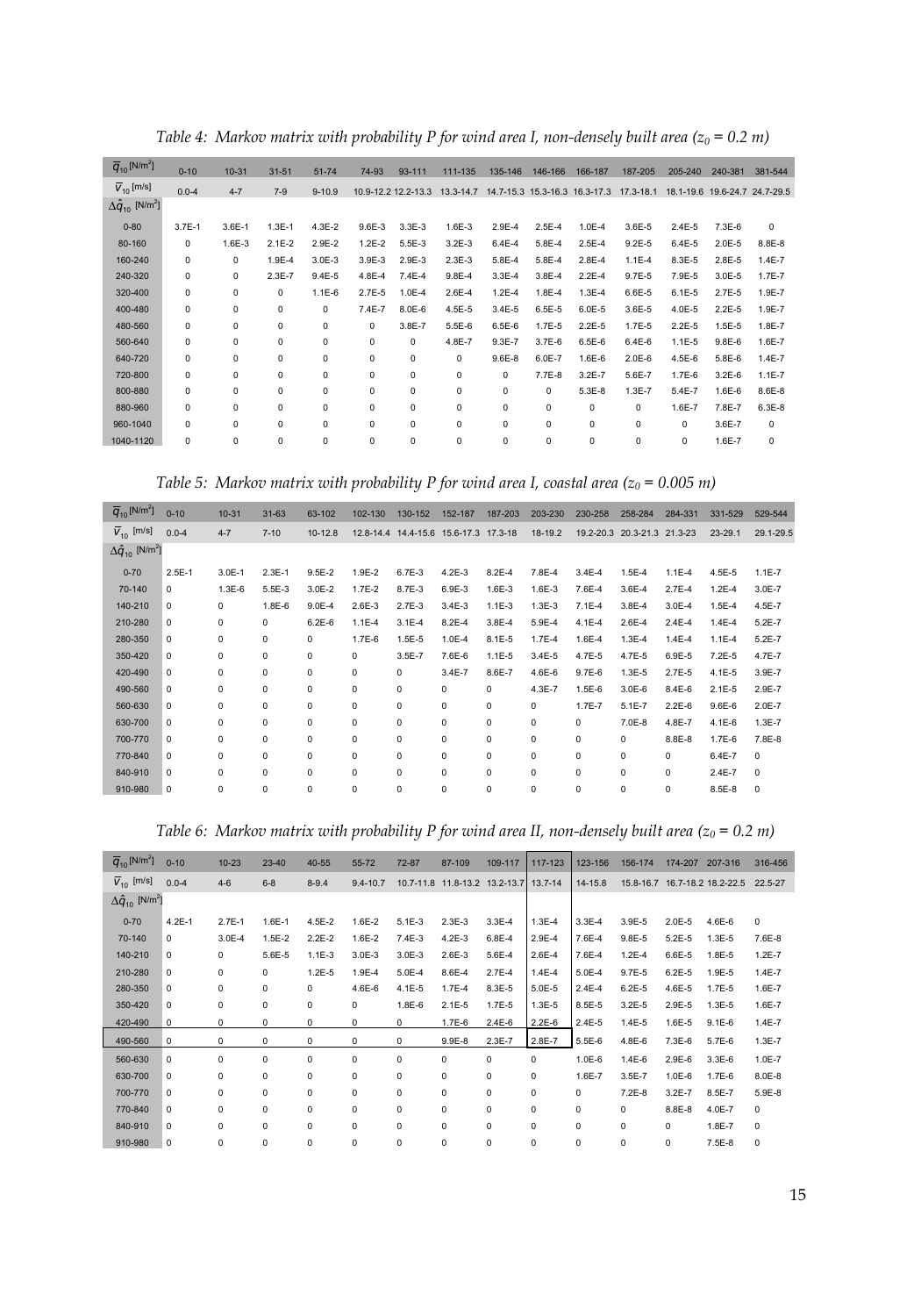*Table 4: Markov matrix with probability P for wind area I, non-densely built area ($z_0$ = 0.2 m)*

| $\overline{q}_{10}$ [N/m²] | 0-10 | 10-31 | 31-51 | 51-74 | 74-93 | 93-111 | 111-135 | 135-146 | 146-166 | 166-187 | 187-205 | 205-240 | 240-381 | 381-544 |
|---|---|---|---|---|---|---|---|---|---|---|---|---|---|---|
| $\overline{v}_{10}$ [m/s] | 0.0-4 | 4-7 | 7-9 | 9-10.9 | 10.9-12.2 | 12.2-13.3 | 13.3-14.7 | 14.7-15.3 | 15.3-16.3 | 16.3-17.3 | 17.3-18.1 | 18.1-19.6 | 19.6-24.7 | 24.7-29.5 |
| $\Delta\hat{q}_{10}$ [N/m²] | | | | | | | | | | | | | | |
| 0-80 | 3.7E-1 | 3.6E-1 | 1.3E-1 | 4.3E-2 | 9.6E-3 | 3.3E-3 | 1.6E-3 | 2.9E-4 | 2.5E-4 | 1.0E-4 | 3.6E-5 | 2.4E-5 | 7.3E-6 | 0 |
| 80-160 | 0 | 1.6E-3 | 2.1E-2 | 2.9E-2 | 1.2E-2 | 5.5E-3 | 3.2E-3 | 6.4E-4 | 5.8E-4 | 2.5E-4 | 9.2E-5 | 6.4E-5 | 2.0E-5 | 8.8E-8 |
| 160-240 | 0 | 0 | 1.9E-4 | 3.0E-3 | 3.9E-3 | 2.9E-3 | 2.3E-3 | 5.8E-4 | 5.8E-4 | 2.8E-4 | 1.1E-4 | 8.3E-5 | 2.8E-5 | 1.4E-7 |
| 240-320 | 0 | 0 | 2.3E-7 | 9.4E-5 | 4.8E-4 | 7.4E-4 | 9.8E-4 | 3.3E-4 | 3.8E-4 | 2.2E-4 | 9.7E-5 | 7.9E-5 | 3.0E-5 | 1.7E-7 |
| 320-400 | 0 | 0 | 0 | 1.1E-6 | 2.7E-5 | 1.0E-4 | 2.6E-4 | 1.2E-4 | 1.8E-4 | 1.3E-4 | 6.6E-5 | 6.1E-5 | 2.7E-5 | 1.9E-7 |
| 400-480 | 0 | 0 | 0 | 0 | 7.4E-7 | 8.0E-6 | 4.5E-5 | 3.4E-5 | 6.5E-5 | 6.0E-5 | 3.6E-5 | 4.0E-5 | 2.2E-5 | 1.9E-7 |
| 480-560 | 0 | 0 | 0 | 0 | 0 | 3.8E-7 | 5.5E-6 | 6.5E-6 | 1.7E-5 | 2.2E-5 | 1.7E-5 | 2.2E-5 | 1.5E-5 | 1.8E-7 |
| 560-640 | 0 | 0 | 0 | 0 | 0 | 0 | 4.8E-7 | 9.3E-7 | 3.7E-6 | 6.5E-6 | 6.4E-6 | 1.1E-5 | 9.8E-6 | 1.6E-7 |
| 640-720 | 0 | 0 | 0 | 0 | 0 | 0 | 0 | 9.6E-8 | 6.0E-7 | 1.6E-6 | 2.0E-6 | 4.5E-6 | 5.8E-6 | 1.4E-7 |
| 720-800 | 0 | 0 | 0 | 0 | 0 | 0 | 0 | 0 | 7.7E-8 | 3.2E-7 | 5.6E-7 | 1.7E-6 | 3.2E-6 | 1.1E-7 |
| 800-880 | 0 | 0 | 0 | 0 | 0 | 0 | 0 | 0 | 0 | 5.3E-8 | 1.3E-7 | 5.4E-7 | 1.6E-6 | 8.6E-8 |
| 880-960 | 0 | 0 | 0 | 0 | 0 | 0 | 0 | 0 | 0 | 0 | 0 | 1.6E-7 | 7.8E-7 | 6.3E-8 |
| 960-1040 | 0 | 0 | 0 | 0 | 0 | 0 | 0 | 0 | 0 | 0 | 0 | 0 | 3.6E-7 | 0 |
| 1040-1120 | 0 | 0 | 0 | 0 | 0 | 0 | 0 | 0 | 0 | 0 | 0 | 0 | 1.6E-7 | 0 |

*Table 5: Markov matrix with probability P for wind area I, coastal area ($z_0$ = 0.005 m)*

| $\overline{q}_{10}$ [N/m²] | 0-10 | 10-31 | 31-63 | 63-102 | 102-130 | 130-152 | 152-187 | 187-203 | 203-230 | 230-258 | 258-284 | 284-331 | 331-529 | 529-544 |
|---|---|---|---|---|---|---|---|---|---|---|---|---|---|---|
| $\overline{v}_{10}$ [m/s] | 0.0-4 | 4-7 | 7-10 | 10-12.8 | 12.8-14.4 | 14.4-15.6 | 15.6-17.3 | 17.3-18 | 18-19.2 | 19.2-20.3 | 20.3-21.3 | 21.3-23 | 23-29.1 | 29.1-29.5 |
| $\Delta\hat{q}_{10}$ [N/m²] | | | | | | | | | | | | | | |
| 0-70 | 2.5E-1 | 3.0E-1 | 2.3E-1 | 9.5E-2 | 1.9E-2 | 6.7E-3 | 4.2E-3 | 8.2E-4 | 7.8E-4 | 3.4E-4 | 1.5E-4 | 1.1E-4 | 4.5E-5 | 1.1E-7 |
| 70-140 | 0 | 1.3E-6 | 5.5E-3 | 3.0E-2 | 1.7E-2 | 8.7E-3 | 6.9E-3 | 1.6E-3 | 1.6E-3 | 7.6E-4 | 3.6E-4 | 2.7E-4 | 1.2E-4 | 3.0E-7 |
| 140-210 | 0 | 0 | 1.8E-6 | 9.0E-4 | 2.6E-3 | 2.7E-3 | 3.4E-3 | 1.1E-3 | 1.3E-3 | 7.1E-4 | 3.8E-4 | 3.0E-4 | 1.5E-4 | 4.5E-7 |
| 210-280 | 0 | 0 | 0 | 6.2E-6 | 1.1E-4 | 3.1E-4 | 8.2E-4 | 3.8E-4 | 5.9E-4 | 4.1E-4 | 2.6E-4 | 2.4E-4 | 1.4E-4 | 5.2E-7 |
| 280-350 | 0 | 0 | 0 | 0 | 1.7E-6 | 1.5E-5 | 1.0E-4 | 8.1E-5 | 1.7E-4 | 1.6E-4 | 1.3E-4 | 1.4E-4 | 1.1E-4 | 5.2E-7 |
| 350-420 | 0 | 0 | 0 | 0 | 0 | 3.5E-7 | 7.6E-6 | 1.1E-5 | 3.4E-5 | 4.7E-5 | 4.7E-5 | 6.9E-5 | 7.2E-5 | 4.7E-7 |
| 420-490 | 0 | 0 | 0 | 0 | 0 | 0 | 3.4E-7 | 8.6E-7 | 4.6E-6 | 9.7E-6 | 1.3E-5 | 2.7E-5 | 4.1E-5 | 3.9E-7 |
| 490-560 | 0 | 0 | 0 | 0 | 0 | 0 | 0 | 0 | 4.3E-7 | 1.5E-6 | 3.0E-6 | 8.4E-6 | 2.1E-5 | 2.9E-7 |
| 560-630 | 0 | 0 | 0 | 0 | 0 | 0 | 0 | 0 | 0 | 1.7E-7 | 5.1E-7 | 2.2E-6 | 9.6E-6 | 2.0E-7 |
| 630-700 | 0 | 0 | 0 | 0 | 0 | 0 | 0 | 0 | 0 | 0 | 7.0E-8 | 4.8E-7 | 4.1E-6 | 1.3E-7 |
| 700-770 | 0 | 0 | 0 | 0 | 0 | 0 | 0 | 0 | 0 | 0 | 0 | 8.8E-8 | 1.7E-6 | 7.8E-8 |
| 770-840 | 0 | 0 | 0 | 0 | 0 | 0 | 0 | 0 | 0 | 0 | 0 | 0 | 6.4E-7 | 0 |
| 840-910 | 0 | 0 | 0 | 0 | 0 | 0 | 0 | 0 | 0 | 0 | 0 | 0 | 2.4E-7 | 0 |
| 910-980 | 0 | 0 | 0 | 0 | 0 | 0 | 0 | 0 | 0 | 0 | 0 | 0 | 8.5E-8 | 0 |

*Table 6: Markov matrix with probability P for wind area II, non-densely built area ($z_0$ = 0.2 m)*

| $\overline{q}_{10}$ [N/m²] | 0-10 | 10-23 | 23-40 | 40-55 | 55-72 | 72-87 | 87-109 | 109-117 | 117-123 | 123-156 | 156-174 | 174-207 | 207-316 | 316-456 |
|---|---|---|---|---|---|---|---|---|---|---|---|---|---|---|
| $\overline{v}_{10}$ [m/s] | 0.0-4 | 4-6 | 6-8 | 8-9.4 | 9.4-10.7 | 10.7-11.8 | 11.8-13.2 | 13.2-13.7 | 13.7-14 | 14-15.8 | 15.8-16.7 | 16.7-18.2 | 18.2-22.5 | 22.5-27 |
| $\Delta\hat{q}_{10}$ [N/m²] | | | | | | | | | | | | | | |
| 0-70 | 4.2E-1 | 2.7E-1 | 1.6E-1 | 4.5E-2 | 1.6E-2 | 5.1E-3 | 2.3E-3 | 3.3E-4 | 1.3E-4 | 3.3E-4 | 3.9E-5 | 2.0E-5 | 4.6E-6 | 0 |
| 70-140 | 0 | 3.0E-4 | 1.5E-2 | 2.2E-2 | 1.6E-2 | 7.4E-3 | 4.2E-3 | 6.8E-4 | 2.9E-4 | 7.6E-4 | 9.8E-5 | 5.2E-5 | 1.3E-5 | 7.6E-8 |
| 140-210 | 0 | 0 | 5.6E-5 | 1.1E-3 | 3.0E-3 | 3.0E-3 | 2.6E-3 | 5.6E-4 | 2.6E-4 | 7.6E-4 | 1.2E-4 | 6.6E-5 | 1.8E-5 | 1.2E-7 |
| 210-280 | 0 | 0 | 0 | 1.2E-5 | 1.9E-4 | 5.0E-4 | 8.6E-4 | 2.7E-4 | 1.4E-4 | 5.0E-4 | 9.7E-5 | 6.2E-5 | 1.9E-5 | 1.4E-7 |
| 280-350 | 0 | 0 | 0 | 0 | 4.6E-6 | 4.1E-5 | 1.7E-4 | 8.3E-5 | 5.0E-5 | 2.4E-4 | 6.2E-5 | 4.6E-5 | 1.7E-5 | 1.6E-7 |
| 350-420 | 0 | 0 | 0 | 0 | 0 | 1.8E-6 | 2.1E-5 | 1.7E-5 | 1.3E-5 | 8.5E-5 | 3.2E-5 | 2.9E-5 | 1.3E-5 | 1.6E-7 |
| 420-490 | 0 | 0 | 0 | 0 | 0 | 0 | 1.7E-6 | 2.4E-6 | 2.2E-6 | 2.4E-5 | 1.4E-5 | 1.6E-5 | 9.1E-6 | 1.4E-7 |
| 490-560 | 0 | 0 | 0 | 0 | 0 | 0 | 9.9E-8 | 2.3E-7 | 2.8E-7 | 5.5E-6 | 4.8E-6 | 7.3E-6 | 5.7E-6 | 1.3E-7 |
| 560-630 | 0 | 0 | 0 | 0 | 0 | 0 | 0 | 0 | 0 | 1.0E-6 | 1.4E-6 | 2.9E-6 | 3.3E-6 | 1.0E-7 |
| 630-700 | 0 | 0 | 0 | 0 | 0 | 0 | 0 | 0 | 0 | 1.6E-7 | 3.5E-7 | 1.0E-6 | 1.7E-6 | 8.0E-8 |
| 700-770 | 0 | 0 | 0 | 0 | 0 | 0 | 0 | 0 | 0 | 0 | 7.2E-8 | 3.2E-7 | 8.5E-7 | 5.9E-8 |
| 770-840 | 0 | 0 | 0 | 0 | 0 | 0 | 0 | 0 | 0 | 0 | 0 | 8.8E-8 | 4.0E-7 | 0 |
| 840-910 | 0 | 0 | 0 | 0 | 0 | 0 | 0 | 0 | 0 | 0 | 0 | 0 | 1.8E-7 | 0 |
| 910-980 | 0 | 0 | 0 | 0 | 0 | 0 | 0 | 0 | 0 | 0 | 0 | 0 | 7.5E-8 | 0 |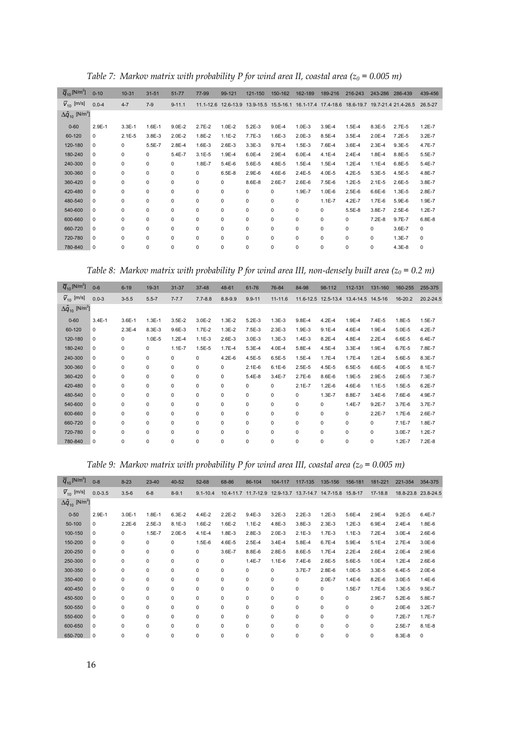*Table 7: Markov matrix with probability P for wind area II, coastal area ($z_0$ = 0.005 m)*

| $\overline{q}_{10}$ [N/m²] | 0-10 | 10-31 | 31-51 | 51-77 | 77-99 | 99-121 | 121-150 | 150-162 | 162-189 | 189-216 | 216-243 | 243-286 | 286-439 | 439-456 |
|---|---|---|---|---|---|---|---|---|---|---|---|---|---|---|
| $\overline{v}_{10}$ [m/s] | 0.0-4 | 4-7 | 7-9 | 9-11.1 | 11.1-12.6 | 12.6-13.9 | 13.9-15.5 | 15.5-16.1 | 16.1-17.4 | 17.4-18.6 | 18.6-19.7 | 19.7-21.4 | 21.4-26.5 | 26.5-27 |
| $\Delta\hat{q}_{10}$ [N/m²] | | | | | | | | | | | | | | |
| 0-60 | 2.9E-1 | 3.3E-1 | 1.6E-1 | 9.0E-2 | 2.7E-2 | 1.0E-2 | 5.2E-3 | 9.0E-4 | 1.0E-3 | 3.9E-4 | 1.5E-4 | 8.3E-5 | 2.7E-5 | 1.2E-7 |
| 60-120 | 0 | 2.1E-5 | 3.8E-3 | 2.0E-2 | 1.8E-2 | 1.1E-2 | 7.7E-3 | 1.6E-3 | 2.0E-3 | 8.5E-4 | 3.5E-4 | 2.0E-4 | 7.2E-5 | 3.2E-7 |
| 120-180 | 0 | 0 | 5.5E-7 | 2.8E-4 | 1.6E-3 | 2.6E-3 | 3.3E-3 | 9.7E-4 | 1.5E-3 | 7.6E-4 | 3.6E-4 | 2.3E-4 | 9.3E-5 | 4.7E-7 |
| 180-240 | 0 | 0 | 0 | 5.4E-7 | 3.1E-5 | 1.9E-4 | 6.0E-4 | 2.9E-4 | 6.0E-4 | 4.1E-4 | 2.4E-4 | 1.8E-4 | 8.8E-5 | 5.5E-7 |
| 240-300 | 0 | 0 | 0 | 0 | 1.8E-7 | 5.4E-6 | 5.6E-5 | 4.8E-5 | 1.5E-4 | 1.5E-4 | 1.2E-4 | 1.1E-4 | 6.8E-5 | 5.4E-7 |
| 300-360 | 0 | 0 | 0 | 0 | 0 | 6.5E-8 | 2.9E-6 | 4.6E-6 | 2.4E-5 | 4.0E-5 | 4.2E-5 | 5.3E-5 | 4.5E-5 | 4.8E-7 |
| 360-420 | 0 | 0 | 0 | 0 | 0 | 0 | 8.6E-8 | 2.6E-7 | 2.6E-6 | 7.5E-6 | 1.2E-5 | 2.1E-5 | 2.6E-5 | 3.8E-7 |
| 420-480 | 0 | 0 | 0 | 0 | 0 | 0 | 0 | 0 | 1.9E-7 | 1.0E-6 | 2.5E-6 | 6.6E-6 | 1.3E-5 | 2.8E-7 |
| 480-540 | 0 | 0 | 0 | 0 | 0 | 0 | 0 | 0 | 0 | 1.1E-7 | 4.2E-7 | 1.7E-6 | 5.9E-6 | 1.9E-7 |
| 540-600 | 0 | 0 | 0 | 0 | 0 | 0 | 0 | 0 | 0 | 0 | 5.5E-8 | 3.8E-7 | 2.5E-6 | 1.2E-7 |
| 600-660 | 0 | 0 | 0 | 0 | 0 | 0 | 0 | 0 | 0 | 0 | 0 | 7.2E-8 | 9.7E-7 | 6.8E-8 |
| 660-720 | 0 | 0 | 0 | 0 | 0 | 0 | 0 | 0 | 0 | 0 | 0 | 0 | 3.6E-7 | 0 |
| 720-780 | 0 | 0 | 0 | 0 | 0 | 0 | 0 | 0 | 0 | 0 | 0 | 0 | 1.3E-7 | 0 |
| 780-840 | 0 | 0 | 0 | 0 | 0 | 0 | 0 | 0 | 0 | 0 | 0 | 0 | 4.3E-8 | 0 |

*Table 8: Markov matrix with probability P for wind area III, non-densely built area ($z_0$ = 0.2 m)*

| $\overline{q}_{10}$ [N/m²] | 0-6 | 6-19 | 19-31 | 31-37 | 37-48 | 48-61 | 61-76 | 76-84 | 84-98 | 98-112 | 112-131 | 131-160 | 160-255 | 255-375 |
|---|---|---|---|---|---|---|---|---|---|---|---|---|---|---|
| $\overline{v}_{10}$ [m/s] | 0.0-3 | 3-5.5 | 5.5-7 | 7-7.7 | 7.7-8.8 | 8.8-9.9 | 9.9-11 | 11-11.6 | 11.6-12.5 | 12.5-13.4 | 13.4-14.5 | 14.5-16 | 16-20.2 | 20.2-24.5 |
| $\Delta\hat{q}_{10}$ [N/m²] | | | | | | | | | | | | | | |
| 0-60 | 3.4E-1 | 3.6E-1 | 1.3E-1 | 3.5E-2 | 3.0E-2 | 1.3E-2 | 5.2E-3 | 1.3E-3 | 9.8E-4 | 4.2E-4 | 1.9E-4 | 7.4E-5 | 1.8E-5 | 1.5E-7 |
| 60-120 | 0 | 2.3E-4 | 8.3E-3 | 9.6E-3 | 1.7E-2 | 1.3E-2 | 7.5E-3 | 2.3E-3 | 1.9E-3 | 9.1E-4 | 4.6E-4 | 1.9E-4 | 5.0E-5 | 4.2E-7 |
| 120-180 | 0 | 0 | 1.0E-5 | 1.2E-4 | 1.1E-3 | 2.6E-3 | 3.0E-3 | 1.3E-3 | 1.4E-3 | 8.2E-4 | 4.8E-4 | 2.2E-4 | 6.6E-5 | 6.4E-7 |
| 180-240 | 0 | 0 | 0 | 1.1E-7 | 1.5E-5 | 1.7E-4 | 5.3E-4 | 4.0E-4 | 5.8E-4 | 4.5E-4 | 3.3E-4 | 1.9E-4 | 6.7E-5 | 7.8E-7 |
| 240-300 | 0 | 0 | 0 | 0 | 0 | 4.2E-6 | 4.5E-5 | 6.5E-5 | 1.5E-4 | 1.7E-4 | 1.7E-4 | 1.2E-4 | 5.6E-5 | 8.3E-7 |
| 300-360 | 0 | 0 | 0 | 0 | 0 | 0 | 2.1E-6 | 6.1E-6 | 2.5E-5 | 4.5E-5 | 6.5E-5 | 6.6E-5 | 4.0E-5 | 8.1E-7 |
| 360-420 | 0 | 0 | 0 | 0 | 0 | 0 | 5.4E-8 | 3.4E-7 | 2.7E-6 | 8.6E-6 | 1.9E-5 | 2.9E-5 | 2.6E-5 | 7.3E-7 |
| 420-480 | 0 | 0 | 0 | 0 | 0 | 0 | 0 | 0 | 2.1E-7 | 1.2E-6 | 4.6E-6 | 1.1E-5 | 1.5E-5 | 6.2E-7 |
| 480-540 | 0 | 0 | 0 | 0 | 0 | 0 | 0 | 0 | 0 | 1.3E-7 | 8.8E-7 | 3.4E-6 | 7.6E-6 | 4.9E-7 |
| 540-600 | 0 | 0 | 0 | 0 | 0 | 0 | 0 | 0 | 0 | 0 | 1.4E-7 | 9.2E-7 | 3.7E-6 | 3.7E-7 |
| 600-660 | 0 | 0 | 0 | 0 | 0 | 0 | 0 | 0 | 0 | 0 | 0 | 2.2E-7 | 1.7E-6 | 2.6E-7 |
| 660-720 | 0 | 0 | 0 | 0 | 0 | 0 | 0 | 0 | 0 | 0 | 0 | 0 | 7.1E-7 | 1.8E-7 |
| 720-780 | 0 | 0 | 0 | 0 | 0 | 0 | 0 | 0 | 0 | 0 | 0 | 0 | 3.0E-7 | 1.2E-7 |
| 780-840 | 0 | 0 | 0 | 0 | 0 | 0 | 0 | 0 | 0 | 0 | 0 | 0 | 1.2E-7 | 7.2E-8 |

*Table 9: Markov matrix with probability P for wind area III, coastal area ($z_0$ = 0.005 m)*

| $\overline{q}_{10}$ [N/m²] | 0-8 | 8-23 | 23-40 | 40-52 | 52-68 | 68-86 | 86-104 | 104-117 | 117-135 | 135-156 | 156-181 | 181-221 | 221-354 | 354-375 |
|---|---|---|---|---|---|---|---|---|---|---|---|---|---|---|
| $\overline{v}_{10}$ [m/s] | 0.0-3.5 | 3.5-6 | 6-8 | 8-9.1 | 9.1-10.4 | 10.4-11.7 | 11.7-12.9 | 12.9-13.7 | 13.7-14.7 | 14.7-15.8 | 15.8-17 | 17-18.8 | 18.8-23.8 | 23.8-24.5 |
| $\Delta\hat{q}_{10}$ [N/m²] | | | | | | | | | | | | | | |
| 0-50 | 2.9E-1 | 3.0E-1 | 1.8E-1 | 6.3E-2 | 4.4E-2 | 2.2E-2 | 9.4E-3 | 3.2E-3 | 2.2E-3 | 1.2E-3 | 5.6E-4 | 2.9E-4 | 9.2E-5 | 6.4E-7 |
| 50-100 | 0 | 2.2E-6 | 2.5E-3 | 8.1E-3 | 1.6E-2 | 1.6E-2 | 1.1E-2 | 4.8E-3 | 3.8E-3 | 2.3E-3 | 1.2E-3 | 6.9E-4 | 2.4E-4 | 1.8E-6 |
| 100-150 | 0 | 0 | 1.5E-7 | 2.0E-5 | 4.1E-4 | 1.8E-3 | 2.8E-3 | 2.0E-3 | 2.1E-3 | 1.7E-3 | 1.1E-3 | 7.2E-4 | 3.0E-4 | 2.6E-6 |
| 150-200 | 0 | 0 | 0 | 0 | 1.5E-6 | 4.6E-5 | 2.5E-4 | 3.4E-4 | 5.8E-4 | 6.7E-4 | 5.9E-4 | 5.1E-4 | 2.7E-4 | 3.0E-6 |
| 200-250 | 0 | 0 | 0 | 0 | 0 | 3.6E-7 | 8.8E-6 | 2.8E-5 | 8.6E-5 | 1.7E-4 | 2.2E-4 | 2.6E-4 | 2.0E-4 | 2.9E-6 |
| 250-300 | 0 | 0 | 0 | 0 | 0 | 0 | 1.4E-7 | 1.1E-6 | 7.4E-6 | 2.6E-5 | 5.6E-5 | 1.0E-4 | 1.2E-4 | 2.6E-6 |
| 300-350 | 0 | 0 | 0 | 0 | 0 | 0 | 0 | 0 | 3.7E-7 | 2.8E-6 | 1.0E-5 | 3.3E-5 | 6.4E-5 | 2.0E-6 |
| 350-400 | 0 | 0 | 0 | 0 | 0 | 0 | 0 | 0 | 0 | 2.0E-7 | 1.4E-6 | 8.2E-6 | 3.0E-5 | 1.4E-6 |
| 400-450 | 0 | 0 | 0 | 0 | 0 | 0 | 0 | 0 | 0 | 0 | 1.5E-7 | 1.7E-6 | 1.3E-5 | 9.5E-7 |
| 450-500 | 0 | 0 | 0 | 0 | 0 | 0 | 0 | 0 | 0 | 0 | 0 | 2.9E-7 | 5.2E-6 | 5.8E-7 |
| 500-550 | 0 | 0 | 0 | 0 | 0 | 0 | 0 | 0 | 0 | 0 | 0 | 0 | 2.0E-6 | 3.2E-7 |
| 550-600 | 0 | 0 | 0 | 0 | 0 | 0 | 0 | 0 | 0 | 0 | 0 | 0 | 7.2E-7 | 1.7E-7 |
| 600-650 | 0 | 0 | 0 | 0 | 0 | 0 | 0 | 0 | 0 | 0 | 0 | 0 | 2.5E-7 | 8.1E-8 |
| 650-700 | 0 | 0 | 0 | 0 | 0 | 0 | 0 | 0 | 0 | 0 | 0 | 0 | 8.3E-8 | 0 |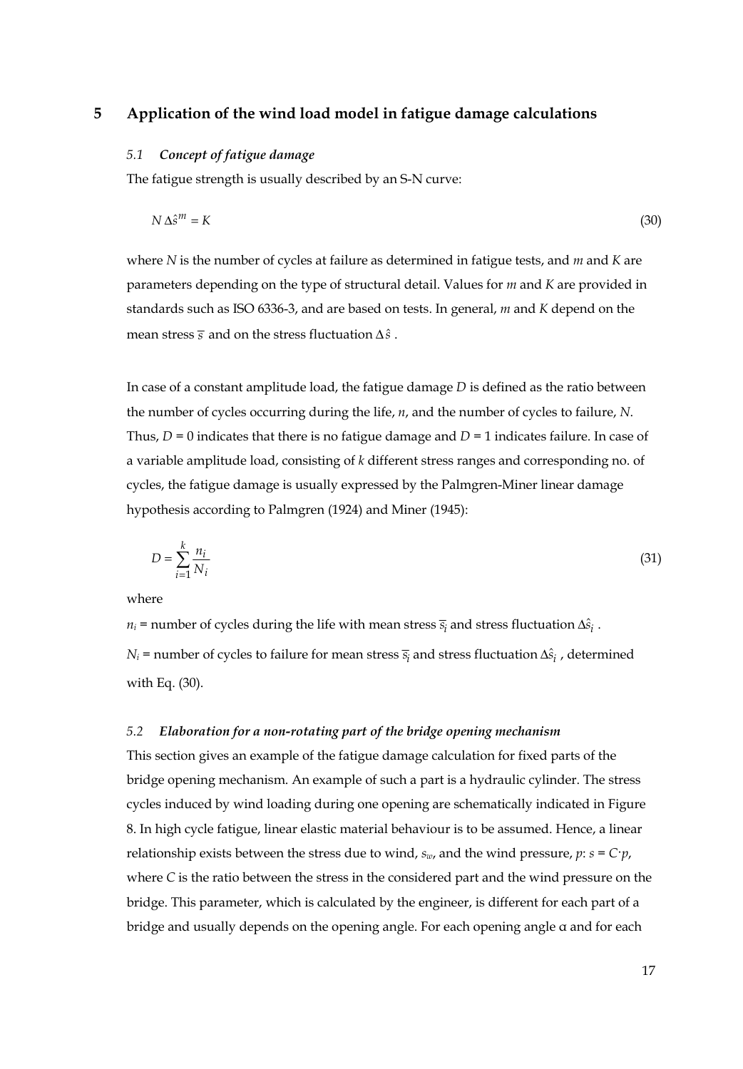# 5 Application of the wind load model in fatigue damage calculations

## 5.1 *Concept of fatigue damage*

The fatigue strength is usually described by an S-N curve:

$$N \, \Delta\hat{s}^m = K \tag{30}$$

where $N$ is the number of cycles at failure as determined in fatigue tests, and $m$ and $K$ are parameters depending on the type of structural detail. Values for $m$ and $K$ are provided in standards such as ISO 6336-3, and are based on tests. In general, $m$ and $K$ depend on the mean stress $\overline{s}$ and on the stress fluctuation $\Delta\hat{s}$.

In case of a constant amplitude load, the fatigue damage $D$ is defined as the ratio between the number of cycles occurring during the life, $n$, and the number of cycles to failure, $N$. Thus, $D = 0$ indicates that there is no fatigue damage and $D = 1$ indicates failure. In case of a variable amplitude load, consisting of $k$ different stress ranges and corresponding no. of cycles, the fatigue damage is usually expressed by the Palmgren-Miner linear damage hypothesis according to Palmgren (1924) and Miner (1945):

$$D = \sum_{i=1}^{k} \frac{n_i}{N_i} \tag{31}$$

where

$n_i$ = number of cycles during the life with mean stress $\overline{s}_i$ and stress fluctuation $\Delta\hat{s}_i$.

$N_i$ = number of cycles to failure for mean stress $\overline{s}_i$ and stress fluctuation $\Delta\hat{s}_i$, determined with Eq. (30).

## 5.2 *Elaboration for a non-rotating part of the bridge opening mechanism*

This section gives an example of the fatigue damage calculation for fixed parts of the bridge opening mechanism. An example of such a part is a hydraulic cylinder. The stress cycles induced by wind loading during one opening are schematically indicated in Figure 8. In high cycle fatigue, linear elastic material behaviour is to be assumed. Hence, a linear relationship exists between the stress due to wind, $s_w$, and the wind pressure, $p$: $s = C{\cdot}p$, where $C$ is the ratio between the stress in the considered part and the wind pressure on the bridge. This parameter, which is calculated by the engineer, is different for each part of a bridge and usually depends on the opening angle. For each opening angle α and for each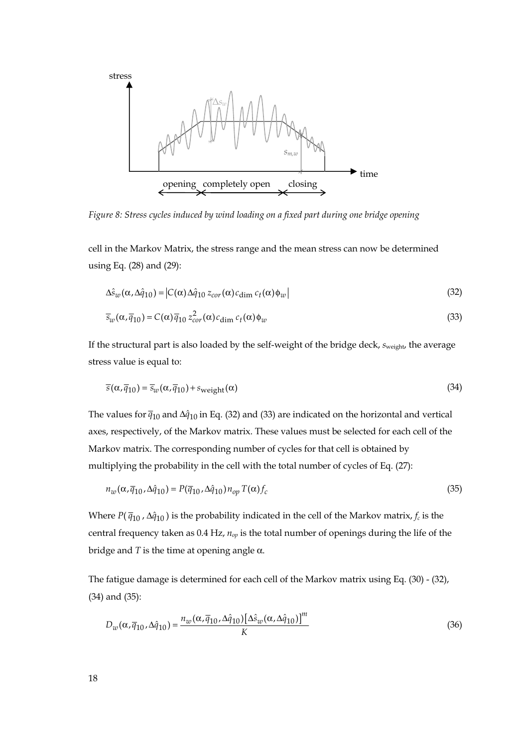Figure 8: Stress cycles induced by wind loading on a fixed part during one bridge opening

cell in the Markov Matrix, the stress range and the mean stress can now be determined using Eq. (28) and (29):

$$\Delta\hat{s}_w(\alpha, \Delta\hat{q}_{10}) = \left|C(\alpha)\Delta\hat{q}_{10}\, z_{cor}(\alpha) c_{\dim}\, c_t(\alpha)\phi_w\right| \tag{32}$$

$$\overline{s}_w(\alpha, \overline{q}_{10}) = C(\alpha)\overline{q}_{10}\, z_{cor}^2(\alpha) c_{\dim}\, c_t(\alpha)\phi_w \tag{33}$$

If the structural part is also loaded by the self-weight of the bridge deck, $s_{\text{weight}}$, the average stress value is equal to:

$$\overline{s}(\alpha, \overline{q}_{10}) = \overline{s}_w(\alpha, \overline{q}_{10}) + s_{\text{weight}}(\alpha) \tag{34}$$

The values for $\overline{q}_{10}$ and $\Delta\hat{q}_{10}$ in Eq. (32) and (33) are indicated on the horizontal and vertical axes, respectively, of the Markov matrix. These values must be selected for each cell of the Markov matrix. The corresponding number of cycles for that cell is obtained by multiplying the probability in the cell with the total number of cycles of Eq. (27):

$$n_w(\alpha, \overline{q}_{10}, \Delta\hat{q}_{10}) = P(\overline{q}_{10}, \Delta\hat{q}_{10})\, n_{op}\, T(\alpha) f_c \tag{35}$$

Where $P(\overline{q}_{10}, \Delta\hat{q}_{10})$ is the probability indicated in the cell of the Markov matrix, $f_c$ is the central frequency taken as 0.4 Hz, $n_{op}$ is the total number of openings during the life of the bridge and $T$ is the time at opening angle $\alpha$.

The fatigue damage is determined for each cell of the Markov matrix using Eq. (30) - (32), (34) and (35):

$$D_w(\alpha, \overline{q}_{10}, \Delta\hat{q}_{10}) = \frac{n_w(\alpha, \overline{q}_{10}, \Delta\hat{q}_{10})\left[\Delta\hat{s}_w(\alpha, \Delta\hat{q}_{10})\right]^m}{K} \tag{36}$$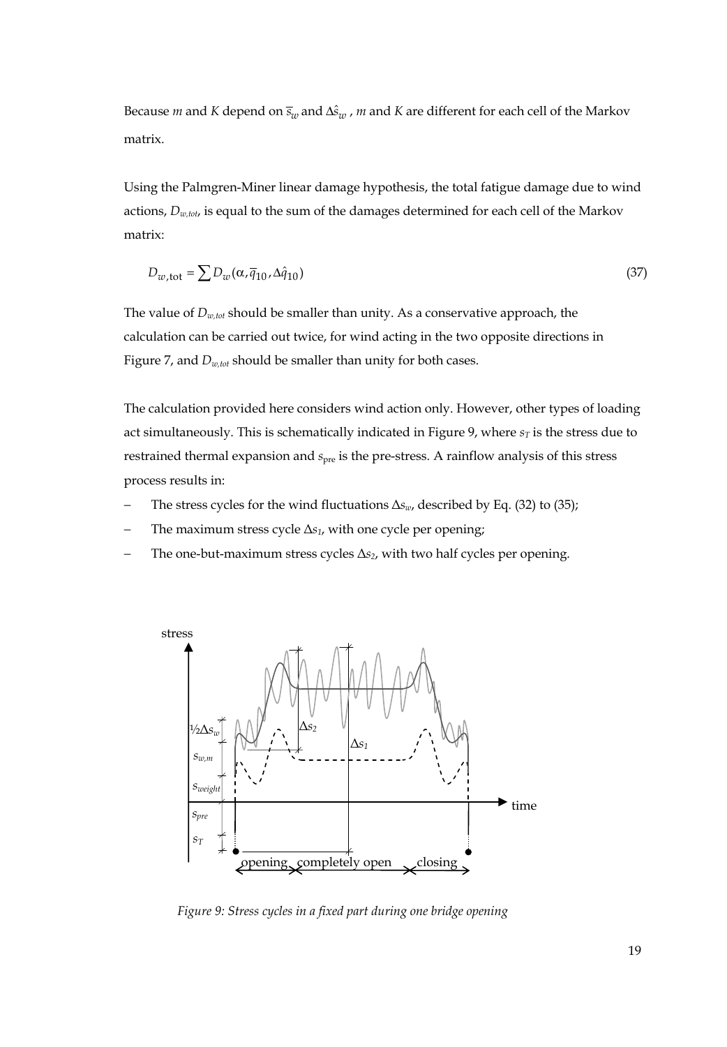Because $m$ and $K$ depend on $\overline{s}_w$ and $\Delta\hat{s}_w$ , $m$ and $K$ are different for each cell of the Markov matrix.

Using the Palmgren-Miner linear damage hypothesis, the total fatigue damage due to wind actions, $D_{w,tot}$, is equal to the sum of the damages determined for each cell of the Markov matrix:

$$D_{w,\text{tot}} = \sum D_w(\alpha, \overline{q}_{10}, \Delta\hat{q}_{10}) \tag{37}$$

The value of $D_{w,tot}$ should be smaller than unity. As a conservative approach, the calculation can be carried out twice, for wind acting in the two opposite directions in Figure 7, and $D_{w,tot}$ should be smaller than unity for both cases.

The calculation provided here considers wind action only. However, other types of loading act simultaneously. This is schematically indicated in Figure 9, where $s_T$ is the stress due to restrained thermal expansion and $s_{\text{pre}}$ is the pre-stress. A rainflow analysis of this stress process results in:

- The stress cycles for the wind fluctuations $\Delta s_w$, described by Eq. (32) to (35);
- The maximum stress cycle $\Delta s_1$, with one cycle per opening;
- The one-but-maximum stress cycles $\Delta s_2$, with two half cycles per opening.

*Figure 9: Stress cycles in a fixed part during one bridge opening*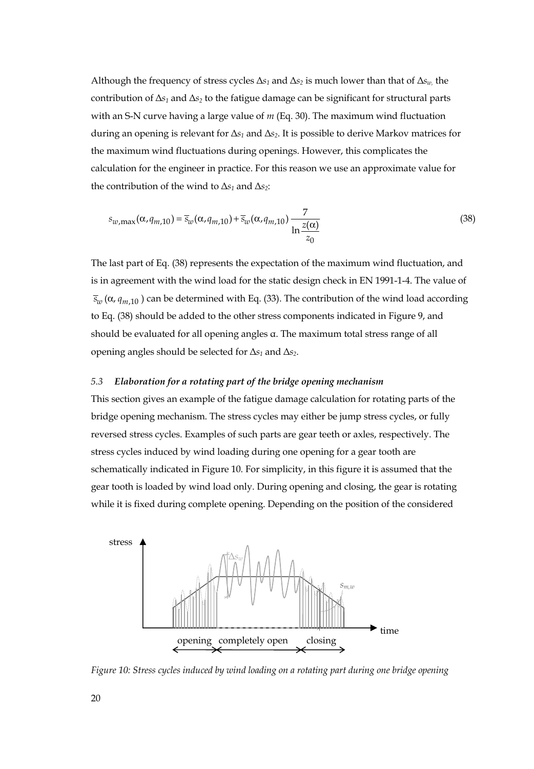Although the frequency of stress cycles $\Delta s_1$ and $\Delta s_2$ is much lower than that of $\Delta s_w$, the contribution of $\Delta s_1$ and $\Delta s_2$ to the fatigue damage can be significant for structural parts with an S-N curve having a large value of $m$ (Eq. 30). The maximum wind fluctuation during an opening is relevant for $\Delta s_1$ and $\Delta s_2$. It is possible to derive Markov matrices for the maximum wind fluctuations during openings. However, this complicates the calculation for the engineer in practice. For this reason we use an approximate value for the contribution of the wind to $\Delta s_1$ and $\Delta s_2$:

$$s_{w,\max}(\alpha, q_{m,10}) = \bar{s}_w(\alpha, q_{m,10}) + \bar{s}_w(\alpha, q_{m,10}) \frac{7}{\ln \frac{z(\alpha)}{z_0}} \tag{38}$$

The last part of Eq. (38) represents the expectation of the maximum wind fluctuation, and is in agreement with the wind load for the static design check in EN 1991-1-4. The value of $\bar{s}_w(\alpha, q_{m,10})$ can be determined with Eq. (33). The contribution of the wind load according to Eq. (38) should be added to the other stress components indicated in Figure 9, and should be evaluated for all opening angles $\alpha$. The maximum total stress range of all opening angles should be selected for $\Delta s_1$ and $\Delta s_2$.

### *5.3 Elaboration for a rotating part of the bridge opening mechanism*

This section gives an example of the fatigue damage calculation for rotating parts of the bridge opening mechanism. The stress cycles may either be jump stress cycles, or fully reversed stress cycles. Examples of such parts are gear teeth or axles, respectively. The stress cycles induced by wind loading during one opening for a gear tooth are schematically indicated in Figure 10. For simplicity, in this figure it is assumed that the gear tooth is loaded by wind load only. During opening and closing, the gear is rotating while it is fixed during complete opening. Depending on the position of the considered

*Figure 10: Stress cycles induced by wind loading on a rotating part during one bridge opening*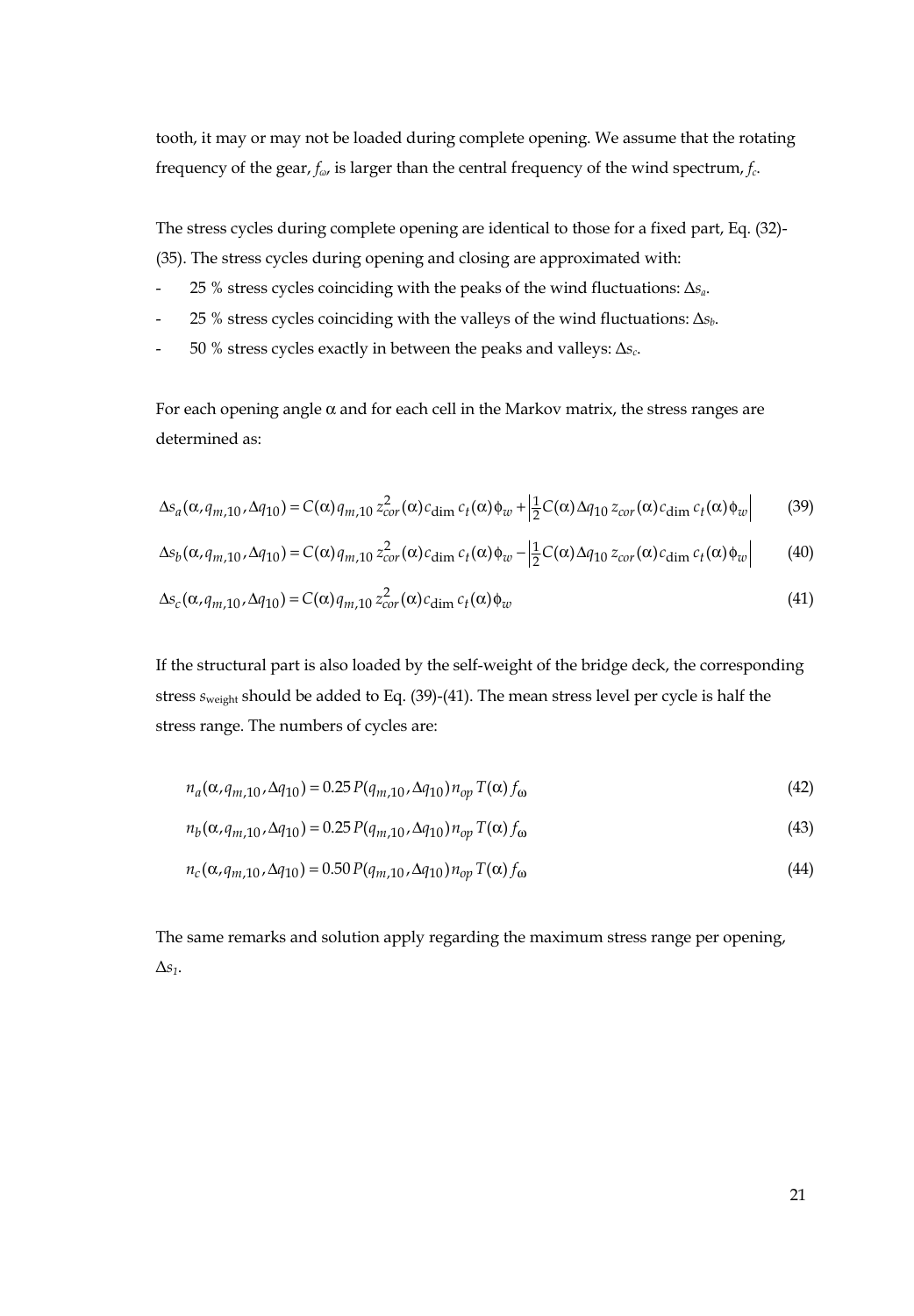tooth, it may or may not be loaded during complete opening. We assume that the rotating frequency of the gear, $f_\omega$, is larger than the central frequency of the wind spectrum, $f_c$.

The stress cycles during complete opening are identical to those for a fixed part, Eq. (32)-(35). The stress cycles during opening and closing are approximated with:

- 25 % stress cycles coinciding with the peaks of the wind fluctuations: $\Delta s_a$.
- 25 % stress cycles coinciding with the valleys of the wind fluctuations: $\Delta s_b$.
- 50 % stress cycles exactly in between the peaks and valleys: $\Delta s_c$.

For each opening angle $\alpha$ and for each cell in the Markov matrix, the stress ranges are determined as:

$$\Delta s_a(\alpha, q_{m,10}, \Delta q_{10}) = C(\alpha) q_{m,10}\, z_{cor}^2(\alpha) c_{\dim}\, c_t(\alpha)\phi_w + \left|\tfrac{1}{2} C(\alpha)\Delta q_{10}\, z_{cor}(\alpha) c_{\dim}\, c_t(\alpha)\phi_w\right| \tag{39}$$

$$\Delta s_b(\alpha, q_{m,10}, \Delta q_{10}) = C(\alpha) q_{m,10}\, z_{cor}^2(\alpha) c_{\dim}\, c_t(\alpha)\phi_w - \left|\tfrac{1}{2} C(\alpha)\Delta q_{10}\, z_{cor}(\alpha) c_{\dim}\, c_t(\alpha)\phi_w\right| \tag{40}$$

$$\Delta s_c(\alpha, q_{m,10}, \Delta q_{10}) = C(\alpha) q_{m,10}\, z_{cor}^2(\alpha) c_{\dim}\, c_t(\alpha)\phi_w \tag{41}$$

If the structural part is also loaded by the self-weight of the bridge deck, the corresponding stress $s_{\text{weight}}$ should be added to Eq. (39)-(41). The mean stress level per cycle is half the stress range. The numbers of cycles are:

$$n_a(\alpha, q_{m,10}, \Delta q_{10}) = 0.25\, P(q_{m,10}, \Delta q_{10})\, n_{op}\, T(\alpha)\, f_\omega \tag{42}$$

$$n_b(\alpha, q_{m,10}, \Delta q_{10}) = 0.25\, P(q_{m,10}, \Delta q_{10})\, n_{op}\, T(\alpha)\, f_\omega \tag{43}$$

$$n_c(\alpha, q_{m,10}, \Delta q_{10}) = 0.50\, P(q_{m,10}, \Delta q_{10})\, n_{op}\, T(\alpha)\, f_\omega \tag{44}$$

The same remarks and solution apply regarding the maximum stress range per opening, $\Delta s_1$.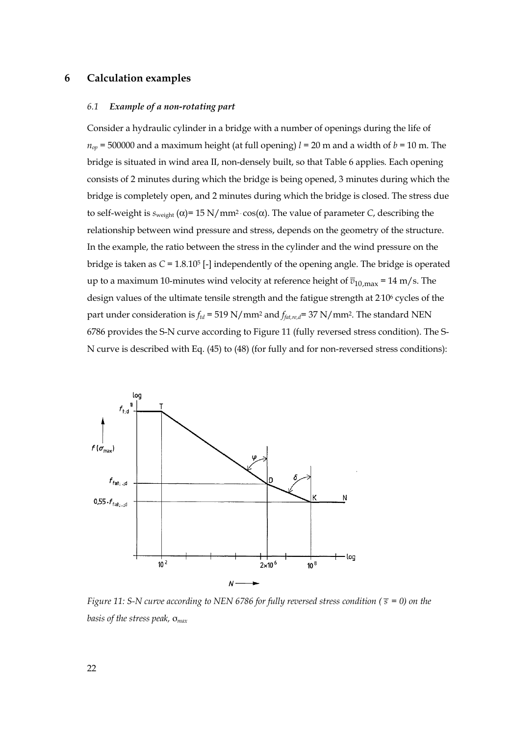## 6 Calculation examples

### 6.1 *Example of a non-rotating part*

Consider a hydraulic cylinder in a bridge with a number of openings during the life of $n_{op}$ = 500000 and a maximum height (at full opening) $l$ = 20 m and a width of $b$ = 10 m. The bridge is situated in wind area II, non-densely built, so that Table 6 applies. Each opening consists of 2 minutes during which the bridge is being opened, 3 minutes during which the bridge is completely open, and 2 minutes during which the bridge is closed. The stress due to self-weight is $s_{\text{weight}}(\alpha) = 15\ \text{N/mm}^2 \cdot \cos(\alpha)$. The value of parameter $C$, describing the relationship between wind pressure and stress, depends on the geometry of the structure. In the example, the ratio between the stress in the cylinder and the wind pressure on the bridge is taken as $C = 1.8 \cdot 10^5$ [-] independently of the opening angle. The bridge is operated up to a maximum 10-minutes wind velocity at reference height of $\overline{v}_{10,\max}$ = 14 m/s. The design values of the ultimate tensile strength and the fatigue strength at $2 \cdot 10^6$ cycles of the part under consideration is $f_{td}$ = 519 N/mm² and $f_{fat,re,d}$= 37 N/mm². The standard NEN 6786 provides the S-N curve according to Figure 11 (fully reversed stress condition). The S-N curve is described with Eq. (45) to (48) (for fully and for non-reversed stress conditions):

*Figure 11: S-N curve according to NEN 6786 for fully reversed stress condition ($\overline{s}$ = 0) on the basis of the stress peak, $\sigma_{max}$*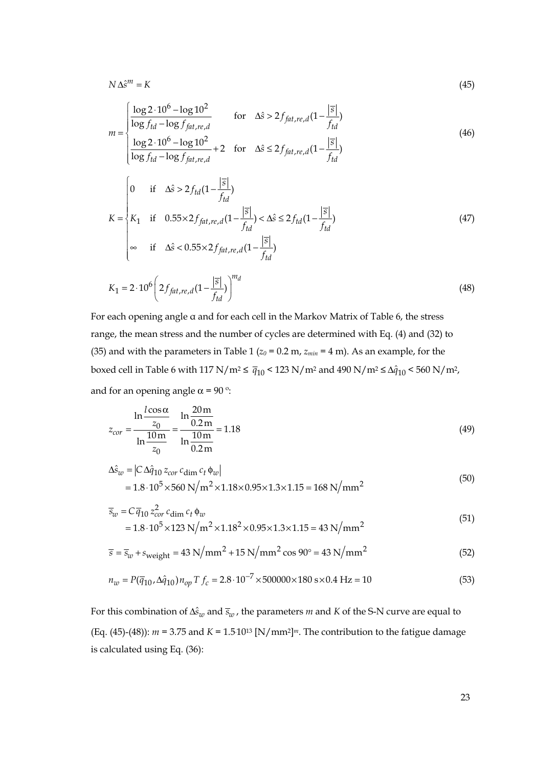$$N \Delta \hat{s}^m = K \tag{45}$$

$$m = \begin{cases} \dfrac{\log 2 \cdot 10^6 - \log 10^2}{\log f_{td} - \log f_{fat,re,d}} & \text{for} \quad \Delta \hat{s} > 2 f_{fat,re,d}(1 - \dfrac{|\overline{s}|}{f_{td}}) \\ \dfrac{\log 2 \cdot 10^6 - \log 10^2}{\log f_{td} - \log f_{fat,re,d}} + 2 & \text{for} \quad \Delta \hat{s} \leq 2 f_{fat,re,d}(1 - \dfrac{|\overline{s}|}{f_{td}}) \end{cases} \tag{46}$$

$$K = \begin{cases} 0 & \text{if} \quad \Delta \hat{s} > 2 f_{td}(1 - \dfrac{|\overline{s}|}{f_{td}}) \\ K_1 & \text{if} \quad 0.55 \times 2 f_{fat,re,d}(1 - \dfrac{|\overline{s}|}{f_{td}}) < \Delta \hat{s} \leq 2 f_{td}(1 - \dfrac{|\overline{s}|}{f_{td}}) \\ \infty & \text{if} \quad \Delta \hat{s} < 0.55 \times 2 f_{fat,re,d}(1 - \dfrac{|\overline{s}|}{f_{td}}) \end{cases} \tag{47}$$

$$K_1 = 2 \cdot 10^6 \left( 2 f_{fat,re,d}(1 - \frac{|\overline{s}|}{f_{td}}) \right)^{m_d} \tag{48}$$

For each opening angle α and for each cell in the Markov Matrix of Table 6, the stress range, the mean stress and the number of cycles are determined with Eq. (4) and (32) to (35) and with the parameters in Table 1 ($z_0$ = 0.2 m, $z_{min}$ = 4 m). As an example, for the boxed cell in Table 6 with 117 N/m² ≤ $\overline{q}_{10}$ < 123 N/m² and 490 N/m² ≤ $\Delta \hat{q}_{10}$ < 560 N/m², and for an opening angle α = 90 °:

$$z_{cor} = \frac{\ln \dfrac{l \cos \alpha}{z_0}}{\ln \dfrac{10\,\text{m}}{z_0}} = \frac{\ln \dfrac{20\,\text{m}}{0.2\,\text{m}}}{\ln \dfrac{10\,\text{m}}{0.2\,\text{m}}} = 1.18 \tag{49}$$

$$\begin{aligned} \Delta \hat{s}_w &= \left| C \, \Delta \hat{q}_{10} \, z_{cor} \, c_{\text{dim}} \, c_t \, \phi_w \right| \\ &= 1.8 \cdot 10^5 \times 560 \text{ N/m}^2 \times 1.18 \times 0.95 \times 1.3 \times 1.15 = 168 \text{ N/mm}^2 \end{aligned} \tag{50}$$

$$\begin{aligned} \overline{s}_w &= C \, \overline{q}_{10} \, z_{cor}^2 \, c_{\text{dim}} \, c_t \, \phi_w \\ &= 1.8 \cdot 10^5 \times 123 \text{ N/m}^2 \times 1.18^2 \times 0.95 \times 1.3 \times 1.15 = 43 \text{ N/mm}^2 \end{aligned} \tag{51}$$

$$\overline{s} = \overline{s}_w + s_{\text{weight}} = 43 \text{ N/mm}^2 + 15 \text{ N/mm}^2 \cos 90^\circ = 43 \text{ N/mm}^2 \tag{52}$$

$$n_w = P(\overline{q}_{10}, \Delta \hat{q}_{10}) \, n_{op} \, T \, f_c = 2.8 \cdot 10^{-7} \times 500000 \times 180 \text{ s} \times 0.4 \text{ Hz} = 10 \tag{53}$$

For this combination of $\Delta \hat{s}_w$ and $\overline{s}_w$, the parameters $m$ and $K$ of the S-N curve are equal to (Eq. (45)-(48)): $m$ = 3.75 and $K = 1.5 \cdot 10^{13}$ [N/mm²]$^m$. The contribution to the fatigue damage is calculated using Eq. (36):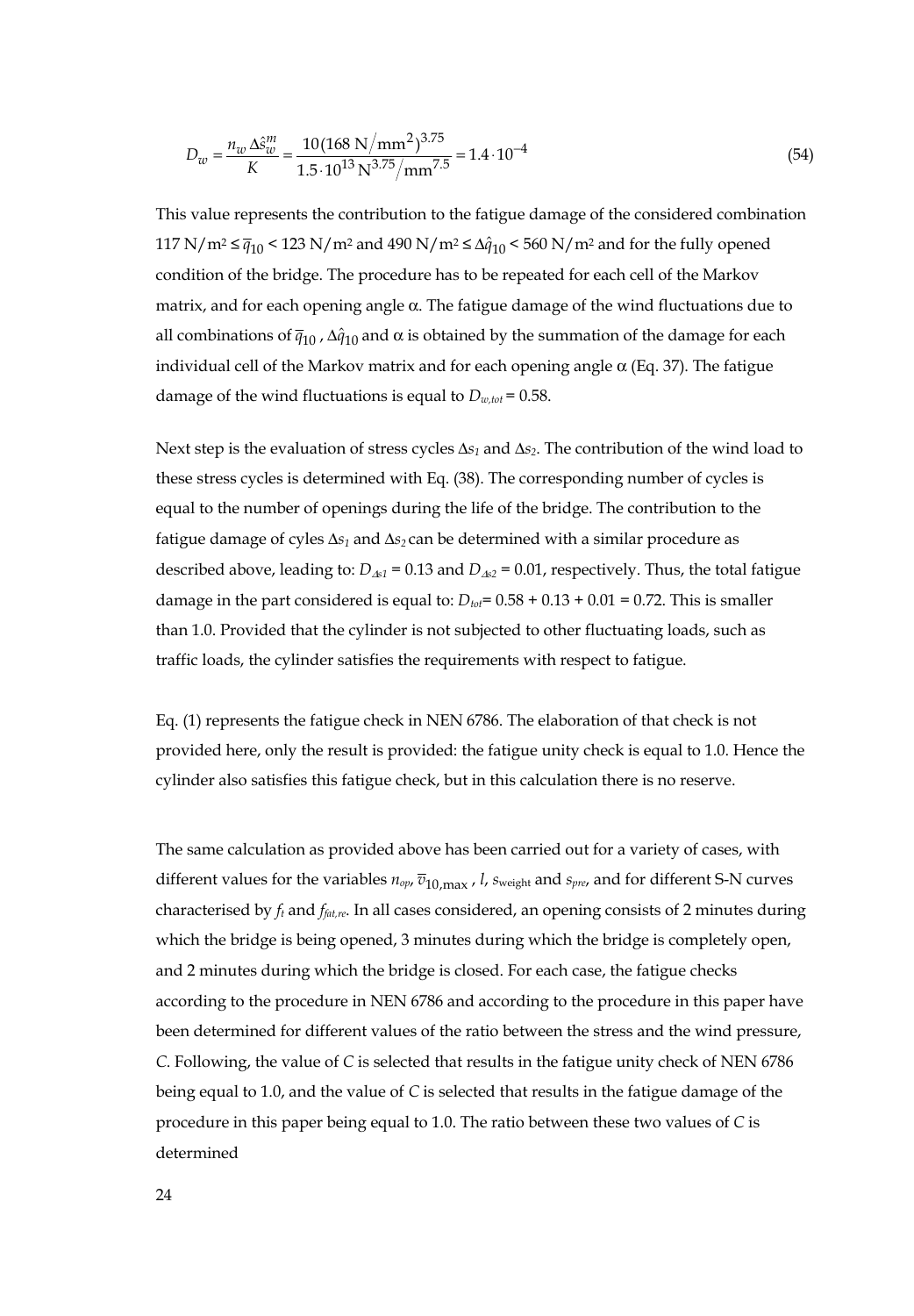$$D_w = \frac{n_w \Delta\hat{s}_w^m}{K} = \frac{10(168\ \mathrm{N/mm^2})^{3.75}}{1.5 \cdot 10^{13}\ \mathrm{N^{3.75}/mm^{7.5}}} = 1.4 \cdot 10^{-4} \tag{54}$$

This value represents the contribution to the fatigue damage of the considered combination 117 N/m² ≤ $\bar{q}_{10}$ < 123 N/m² and 490 N/m² ≤ $\Delta\hat{q}_{10}$ < 560 N/m² and for the fully opened condition of the bridge. The procedure has to be repeated for each cell of the Markov matrix, and for each opening angle α. The fatigue damage of the wind fluctuations due to all combinations of $\bar{q}_{10}$ , $\Delta\hat{q}_{10}$ and α is obtained by the summation of the damage for each individual cell of the Markov matrix and for each opening angle α (Eq. 37). The fatigue damage of the wind fluctuations is equal to $D_{w,tot}$ = 0.58.

Next step is the evaluation of stress cycles $\Delta s_1$ and $\Delta s_2$. The contribution of the wind load to these stress cycles is determined with Eq. (38). The corresponding number of cycles is equal to the number of openings during the life of the bridge. The contribution to the fatigue damage of cyles $\Delta s_1$ and $\Delta s_2$ can be determined with a similar procedure as described above, leading to: $D_{\Delta s1}$ = 0.13 and $D_{\Delta s2}$ = 0.01, respectively. Thus, the total fatigue damage in the part considered is equal to: $D_{tot}$= 0.58 + 0.13 + 0.01 = 0.72. This is smaller than 1.0. Provided that the cylinder is not subjected to other fluctuating loads, such as traffic loads, the cylinder satisfies the requirements with respect to fatigue.

Eq. (1) represents the fatigue check in NEN 6786. The elaboration of that check is not provided here, only the result is provided: the fatigue unity check is equal to 1.0. Hence the cylinder also satisfies this fatigue check, but in this calculation there is no reserve.

The same calculation as provided above has been carried out for a variety of cases, with different values for the variables $n_{op}$, $\bar{v}_{10,\max}$ , $l$, $s_{\text{weight}}$ and $s_{pre}$, and for different S-N curves characterised by $f_t$ and $f_{fat,re}$. In all cases considered, an opening consists of 2 minutes during which the bridge is being opened, 3 minutes during which the bridge is completely open, and 2 minutes during which the bridge is closed. For each case, the fatigue checks according to the procedure in NEN 6786 and according to the procedure in this paper have been determined for different values of the ratio between the stress and the wind pressure, $C$. Following, the value of $C$ is selected that results in the fatigue unity check of NEN 6786 being equal to 1.0, and the value of $C$ is selected that results in the fatigue damage of the procedure in this paper being equal to 1.0. The ratio between these two values of $C$ is determined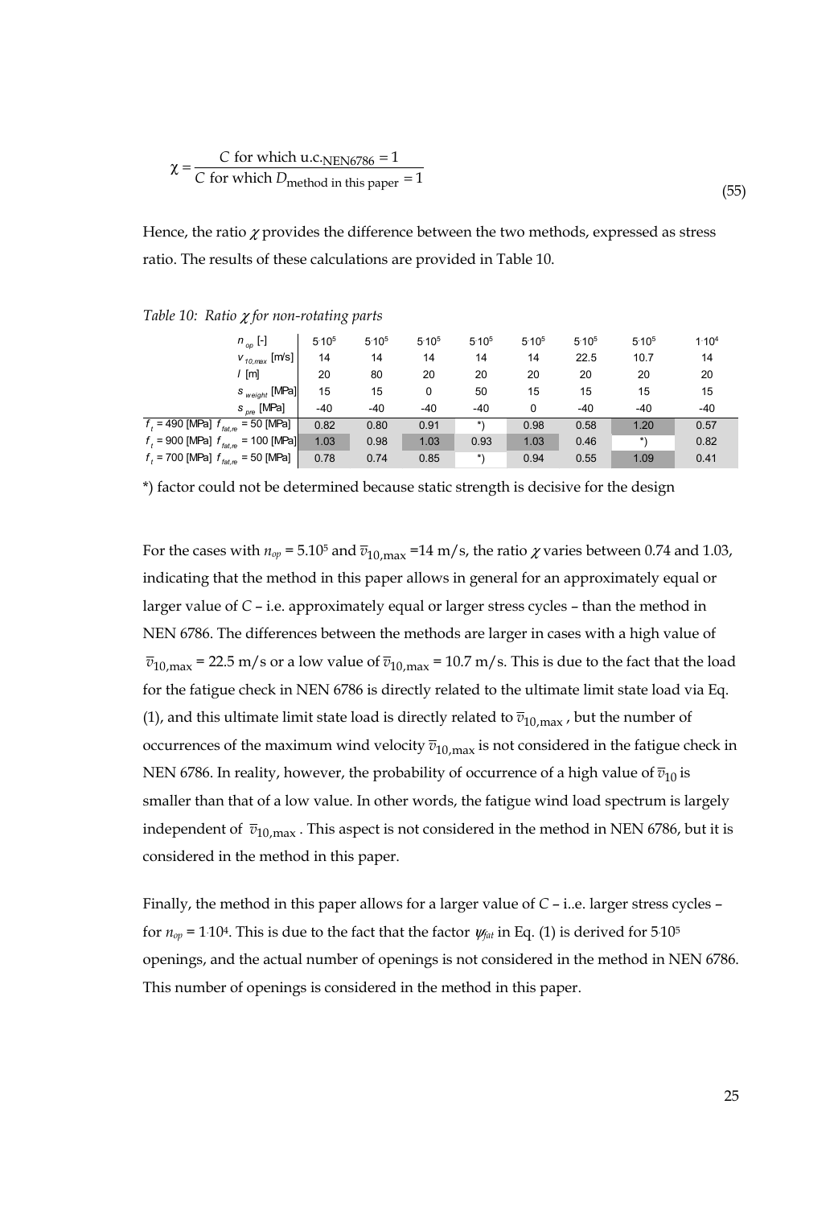$$\chi = \frac{C \text{ for which u.c.}_{\text{NEN6786}} = 1}{C \text{ for which } D_{\text{method in this paper}} = 1} \tag{55}$$

Hence, the ratio $\chi$ provides the difference between the two methods, expressed as stress ratio. The results of these calculations are provided in Table 10.

*Table 10: Ratio $\chi$ for non-rotating parts*

| | | | | | | | | |
|---|---|---|---|---|---|---|---|---|
| $n_{op}$ [-] | $5{\cdot}10^5$ | $5{\cdot}10^5$ | $5{\cdot}10^5$ | $5{\cdot}10^5$ | $5{\cdot}10^5$ | $5{\cdot}10^5$ | $5{\cdot}10^5$ | $1{\cdot}10^4$ |
| $v_{10,max}$ [m/s] | 14 | 14 | 14 | 14 | 14 | 22.5 | 10.7 | 14 |
| $l$ [m] | 20 | 80 | 20 | 20 | 20 | 20 | 20 | 20 |
| $s_{weight}$ [MPa] | 15 | 15 | 0 | 50 | 15 | 15 | 15 | 15 |
| $s_{pre}$ [MPa] | -40 | -40 | -40 | -40 | 0 | -40 | -40 | -40 |
| $f_t$ = 490 [MPa] $f_{fat,re}$ = 50 [MPa] | 0.82 | 0.80 | 0.91 | *) | 0.98 | 0.58 | 1.20 | 0.57 |
| $f_t$ = 900 [MPa] $f_{fat,re}$ = 100 [MPa] | 1.03 | 0.98 | 1.03 | 0.93 | 1.03 | 0.46 | *) | 0.82 |
| $f_t$ = 700 [MPa] $f_{fat,re}$ = 50 [MPa] | 0.78 | 0.74 | 0.85 | *) | 0.94 | 0.55 | 1.09 | 0.41 |

*) factor could not be determined because static strength is decisive for the design

For the cases with $n_{op}$ = 5.10$^5$ and $\overline{v}_{10,\max}$ =14 m/s, the ratio $\chi$ varies between 0.74 and 1.03, indicating that the method in this paper allows in general for an approximately equal or larger value of $C$ – i.e. approximately equal or larger stress cycles – than the method in NEN 6786. The differences between the methods are larger in cases with a high value of $\overline{v}_{10,\max}$ = 22.5 m/s or a low value of $\overline{v}_{10,\max}$ = 10.7 m/s. This is due to the fact that the load for the fatigue check in NEN 6786 is directly related to the ultimate limit state load via Eq. (1), and this ultimate limit state load is directly related to $\overline{v}_{10,\max}$, but the number of occurrences of the maximum wind velocity $\overline{v}_{10,\max}$ is not considered in the fatigue check in NEN 6786. In reality, however, the probability of occurrence of a high value of $\overline{v}_{10}$ is smaller than that of a low value. In other words, the fatigue wind load spectrum is largely independent of $\overline{v}_{10,\max}$. This aspect is not considered in the method in NEN 6786, but it is considered in the method in this paper.

Finally, the method in this paper allows for a larger value of $C$ – i..e. larger stress cycles – for $n_{op}$ = 1·10$^4$. This is due to the fact that the factor $\psi_{fat}$ in Eq. (1) is derived for 5·10$^5$ openings, and the actual number of openings is not considered in the method in NEN 6786. This number of openings is considered in the method in this paper.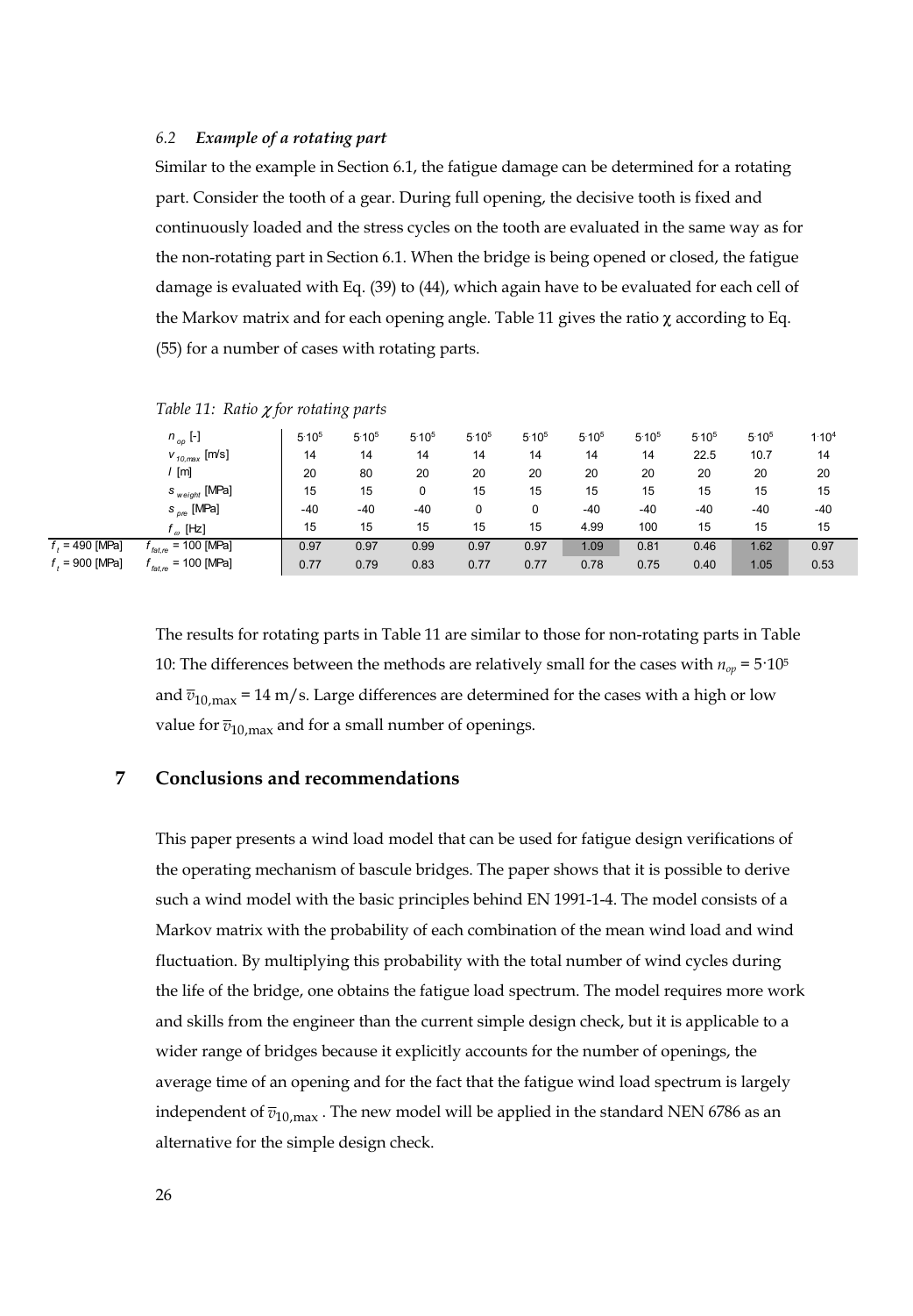### 6.2 *Example of a rotating part*

Similar to the example in Section 6.1, the fatigue damage can be determined for a rotating part. Consider the tooth of a gear. During full opening, the decisive tooth is fixed and continuously loaded and the stress cycles on the tooth are evaluated in the same way as for the non-rotating part in Section 6.1. When the bridge is being opened or closed, the fatigue damage is evaluated with Eq. (39) to (44), which again have to be evaluated for each cell of the Markov matrix and for each opening angle. Table 11 gives the ratio χ according to Eq. (55) for a number of cases with rotating parts.

*Table 11: Ratio χ for rotating parts*

| | | | | | | | | | | | |
|---|---|---|---|---|---|---|---|---|---|---|---|
| | $n_{op}$ [-] | $5{\cdot}10^5$ | $5{\cdot}10^5$ | $5{\cdot}10^5$ | $5{\cdot}10^5$ | $5{\cdot}10^5$ | $5{\cdot}10^5$ | $5{\cdot}10^5$ | $5{\cdot}10^5$ | $5{\cdot}10^5$ | $1{\cdot}10^4$ |
| | $v_{10,max}$ [m/s] | 14 | 14 | 14 | 14 | 14 | 14 | 14 | 22.5 | 10.7 | 14 |
| | $l$ [m] | 20 | 80 | 20 | 20 | 20 | 20 | 20 | 20 | 20 | 20 |
| | $s_{weight}$ [MPa] | 15 | 15 | 0 | 15 | 15 | 15 | 15 | 15 | 15 | 15 |
| | $s_{pre}$ [MPa] | -40 | -40 | -40 | 0 | 0 | -40 | -40 | -40 | -40 | -40 |
| | $f_{\omega}$ [Hz] | 15 | 15 | 15 | 15 | 15 | 4.99 | 100 | 15 | 15 | 15 |
| $f_t$ = 490 [MPa] | $f_{fat,re}$ = 100 [MPa] | 0.97 | 0.97 | 0.99 | 0.97 | 0.97 | 1.09 | 0.81 | 0.46 | 1.62 | 0.97 |
| $f_t$ = 900 [MPa] | $f_{fat,re}$ = 100 [MPa] | 0.77 | 0.79 | 0.83 | 0.77 | 0.77 | 0.78 | 0.75 | 0.40 | 1.05 | 0.53 |

The results for rotating parts in Table 11 are similar to those for non-rotating parts in Table 10: The differences between the methods are relatively small for the cases with $n_{op} = 5{\cdot}10^5$ and $\overline{v}_{10,\max} = 14$ m/s. Large differences are determined for the cases with a high or low value for $\overline{v}_{10,\max}$ and for a small number of openings.

## 7 Conclusions and recommendations

This paper presents a wind load model that can be used for fatigue design verifications of the operating mechanism of bascule bridges. The paper shows that it is possible to derive such a wind model with the basic principles behind EN 1991-1-4. The model consists of a Markov matrix with the probability of each combination of the mean wind load and wind fluctuation. By multiplying this probability with the total number of wind cycles during the life of the bridge, one obtains the fatigue load spectrum. The model requires more work and skills from the engineer than the current simple design check, but it is applicable to a wider range of bridges because it explicitly accounts for the number of openings, the average time of an opening and for the fact that the fatigue wind load spectrum is largely independent of $\overline{v}_{10,\max}$. The new model will be applied in the standard NEN 6786 as an alternative for the simple design check.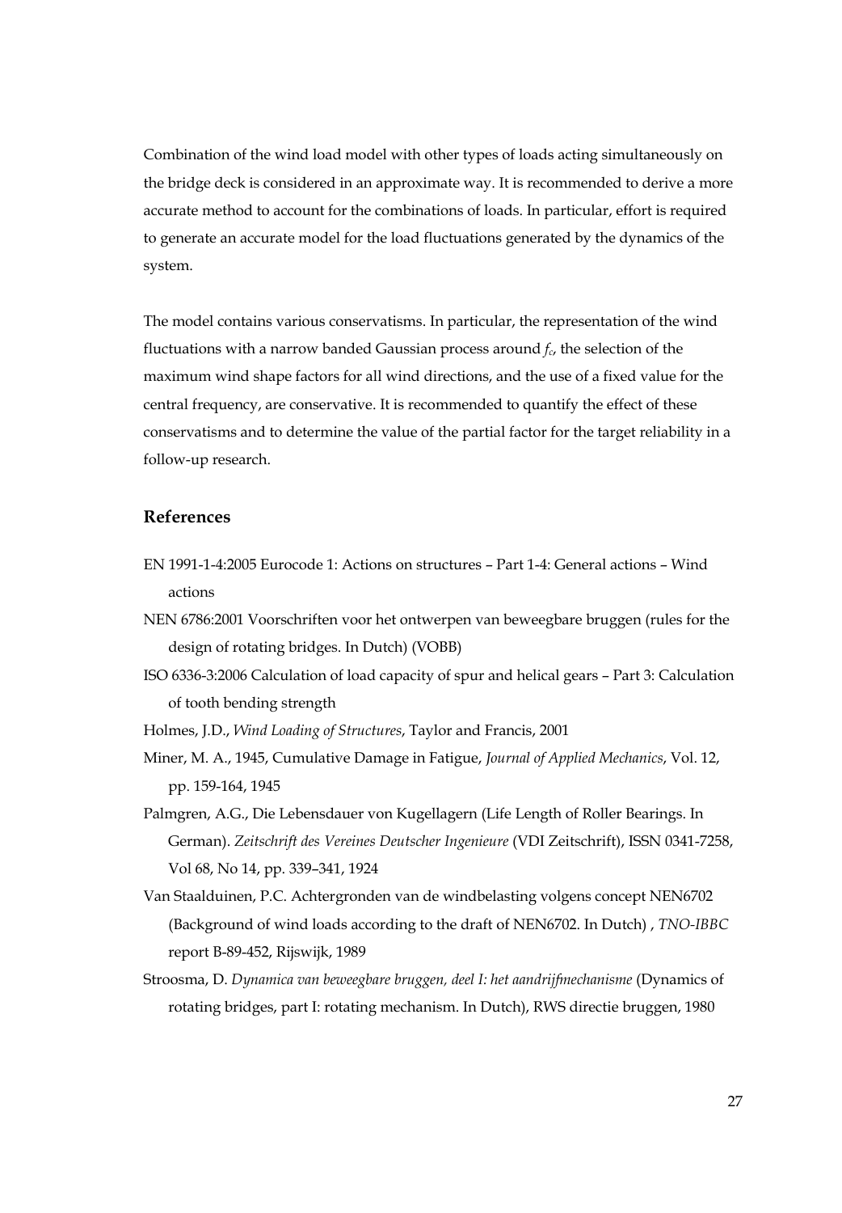Combination of the wind load model with other types of loads acting simultaneously on the bridge deck is considered in an approximate way. It is recommended to derive a more accurate method to account for the combinations of loads. In particular, effort is required to generate an accurate model for the load fluctuations generated by the dynamics of the system.

The model contains various conservatisms. In particular, the representation of the wind fluctuations with a narrow banded Gaussian process around $f_c$, the selection of the maximum wind shape factors for all wind directions, and the use of a fixed value for the central frequency, are conservative. It is recommended to quantify the effect of these conservatisms and to determine the value of the partial factor for the target reliability in a follow-up research.

## References

EN 1991-1-4:2005 Eurocode 1: Actions on structures – Part 1-4: General actions – Wind actions

NEN 6786:2001 Voorschriften voor het ontwerpen van beweegbare bruggen (rules for the design of rotating bridges. In Dutch) (VOBB)

ISO 6336-3:2006 Calculation of load capacity of spur and helical gears – Part 3: Calculation of tooth bending strength

Holmes, J.D., *Wind Loading of Structures*, Taylor and Francis, 2001

Miner, M. A., 1945, Cumulative Damage in Fatigue, *Journal of Applied Mechanics*, Vol. 12, pp. 159-164, 1945

Palmgren, A.G., Die Lebensdauer von Kugellagern (Life Length of Roller Bearings. In German). *Zeitschrift des Vereines Deutscher Ingenieure* (VDI Zeitschrift), ISSN 0341-7258, Vol 68, No 14, pp. 339–341, 1924

Van Staalduinen, P.C. Achtergronden van de windbelasting volgens concept NEN6702 (Background of wind loads according to the draft of NEN6702. In Dutch) , *TNO-IBBC* report B-89-452, Rijswijk, 1989

Stroosma, D. *Dynamica van beweegbare bruggen, deel I: het aandrijfmechanisme* (Dynamics of rotating bridges, part I: rotating mechanism. In Dutch), RWS directie bruggen, 1980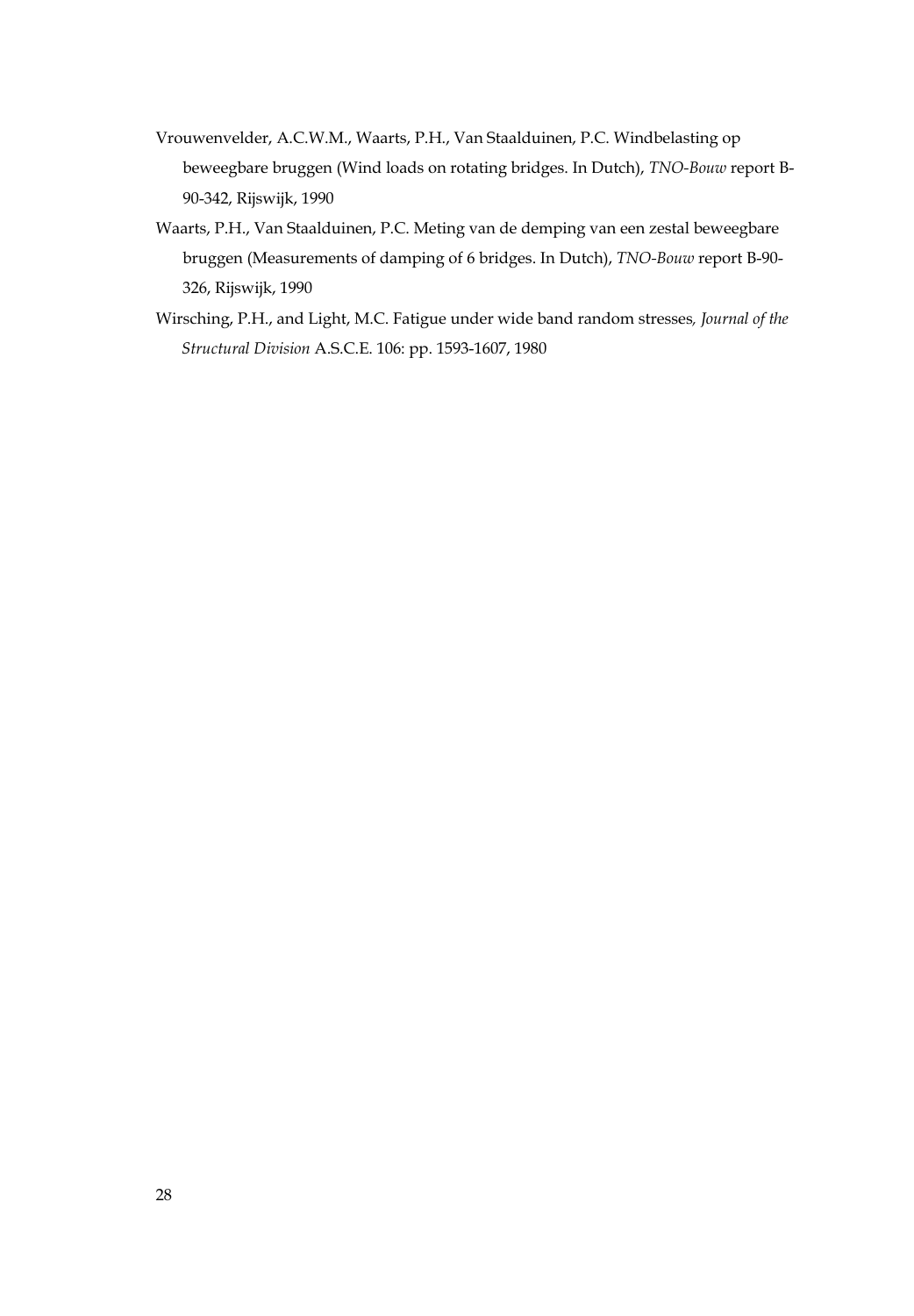Vrouwenvelder, A.C.W.M., Waarts, P.H., Van Staalduinen, P.C. Windbelasting op beweegbare bruggen (Wind loads on rotating bridges. In Dutch), *TNO-Bouw* report B-90-342, Rijswijk, 1990

Waarts, P.H., Van Staalduinen, P.C. Meting van de demping van een zestal beweegbare bruggen (Measurements of damping of 6 bridges. In Dutch), *TNO-Bouw* report B-90-326, Rijswijk, 1990

Wirsching, P.H., and Light, M.C. Fatigue under wide band random stresses*, Journal of the Structural Division* A.S.C.E. 106: pp. 1593-1607, 1980